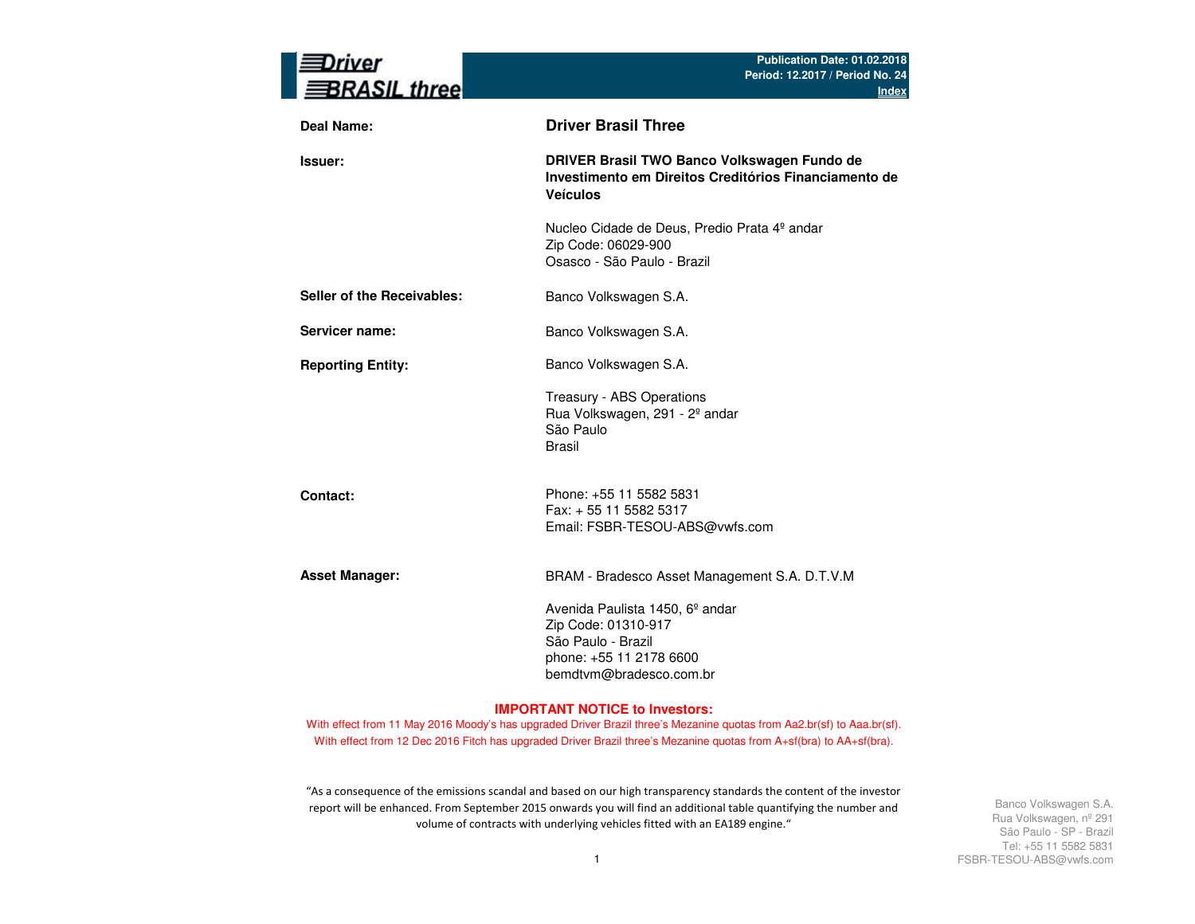**Driver BRASIL three**

Publication Date: 01.02.2018
Period: 12.2017 / Period No. 24
Index

| | |
|---|---|
| **Deal Name:** | **Driver Brasil Three** |
| **Issuer:** | **DRIVER Brasil TWO Banco Volkswagen Fundo de Investimento em Direitos Creditórios Financiamento de Veículos**<br><br>Nucleo Cidade de Deus, Predio Prata 4º andar<br>Zip Code: 06029-900<br>Osasco - São Paulo - Brazil |
| **Seller of the Receivables:** | Banco Volkswagen S.A. |
| **Servicer name:** | Banco Volkswagen S.A. |
| **Reporting Entity:** | Banco Volkswagen S.A.<br><br>Treasury - ABS Operations<br>Rua Volkswagen, 291 - 2º andar<br>São Paulo<br>Brasil |
| **Contact:** | Phone: +55 11 5582 5831<br>Fax: + 55 11 5582 5317<br>Email: FSBR-TESOU-ABS@vwfs.com |
| **Asset Manager:** | BRAM - Bradesco Asset Management S.A. D.T.V.M<br><br>Avenida Paulista 1450, 6º andar<br>Zip Code: 01310-917<br>São Paulo - Brazil<br>phone: +55 11 2178 6600<br>bemdtvm@bradesco.com.br |

**IMPORTANT NOTICE to Investors:**

With effect from 11 May 2016 Moody's has upgraded Driver Brazil three's Mezanine quotas from Aa2.br(sf) to Aaa.br(sf).

With effect from 12 Dec 2016 Fitch has upgraded Driver Brazil three's Mezanine quotas from A+sf(bra) to AA+sf(bra).

"As a consequence of the emissions scandal and based on our high transparency standards the content of the investor report will be enhanced. From September 2015 onwards you will find an additional table quantifying the number and volume of contracts with underlying vehicles fitted with an EA189 engine."

Banco Volkswagen S.A.
Rua Volkswagen, nº 291
São Paulo - SP - Brazil
Tel: +55 11 5582 5831
FSBR-TESOU-ABS@vwfs.com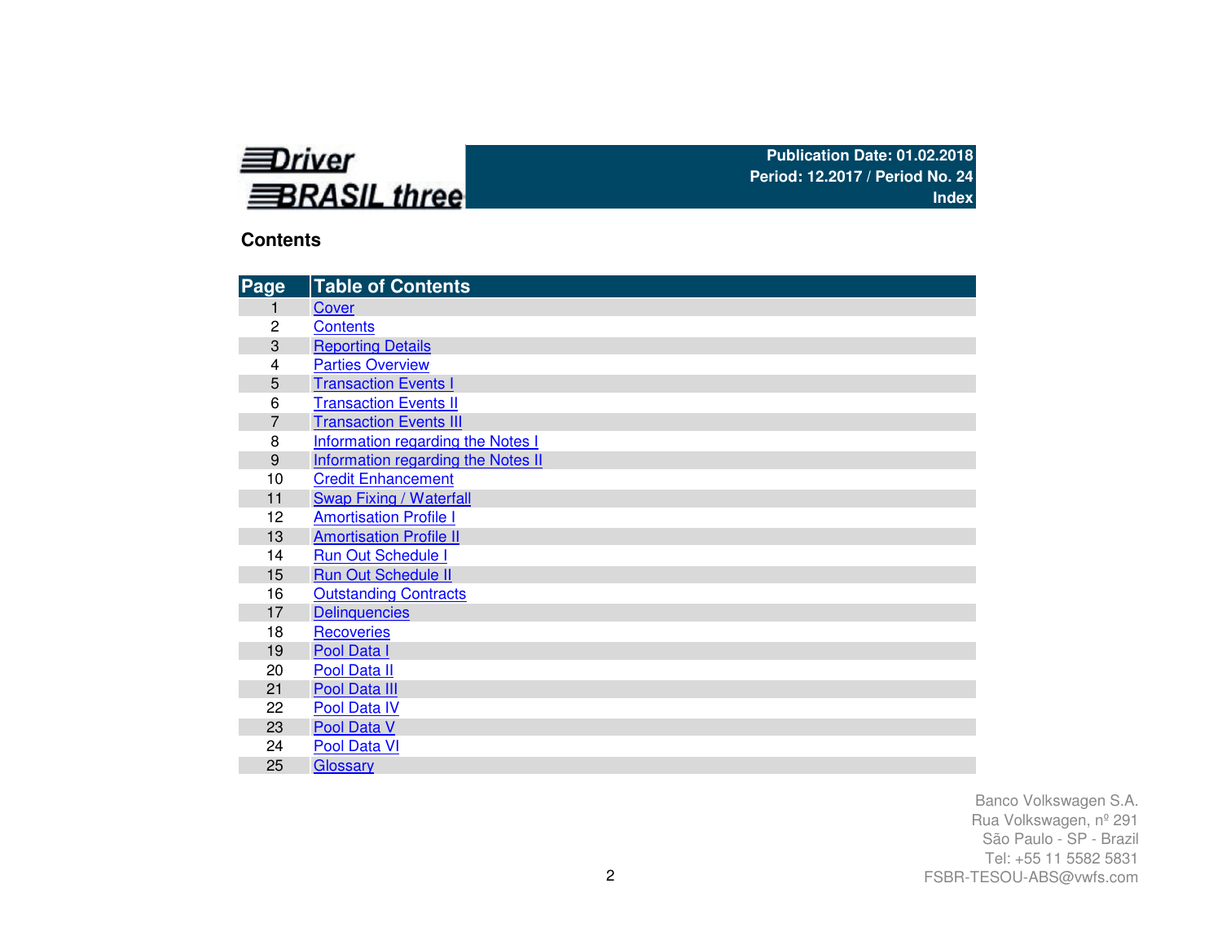**Driver BRASIL three**

**Publication Date: 01.02.2018**
**Period: 12.2017 / Period No. 24**
**Index**

## Contents

| Page | Table of Contents |
|---|---|
| 1 | Cover |
| 2 | Contents |
| 3 | Reporting Details |
| 4 | Parties Overview |
| 5 | Transaction Events I |
| 6 | Transaction Events II |
| 7 | Transaction Events III |
| 8 | Information regarding the Notes I |
| 9 | Information regarding the Notes II |
| 10 | Credit Enhancement |
| 11 | Swap Fixing / Waterfall |
| 12 | Amortisation Profile I |
| 13 | Amortisation Profile II |
| 14 | Run Out Schedule I |
| 15 | Run Out Schedule II |
| 16 | Outstanding Contracts |
| 17 | Delinquencies |
| 18 | Recoveries |
| 19 | Pool Data I |
| 20 | Pool Data II |
| 21 | Pool Data III |
| 22 | Pool Data IV |
| 23 | Pool Data V |
| 24 | Pool Data VI |
| 25 | Glossary |

Banco Volkswagen S.A.
Rua Volkswagen, nº 291
São Paulo - SP - Brazil
Tel: +55 11 5582 5831
FSBR-TESOU-ABS@vwfs.com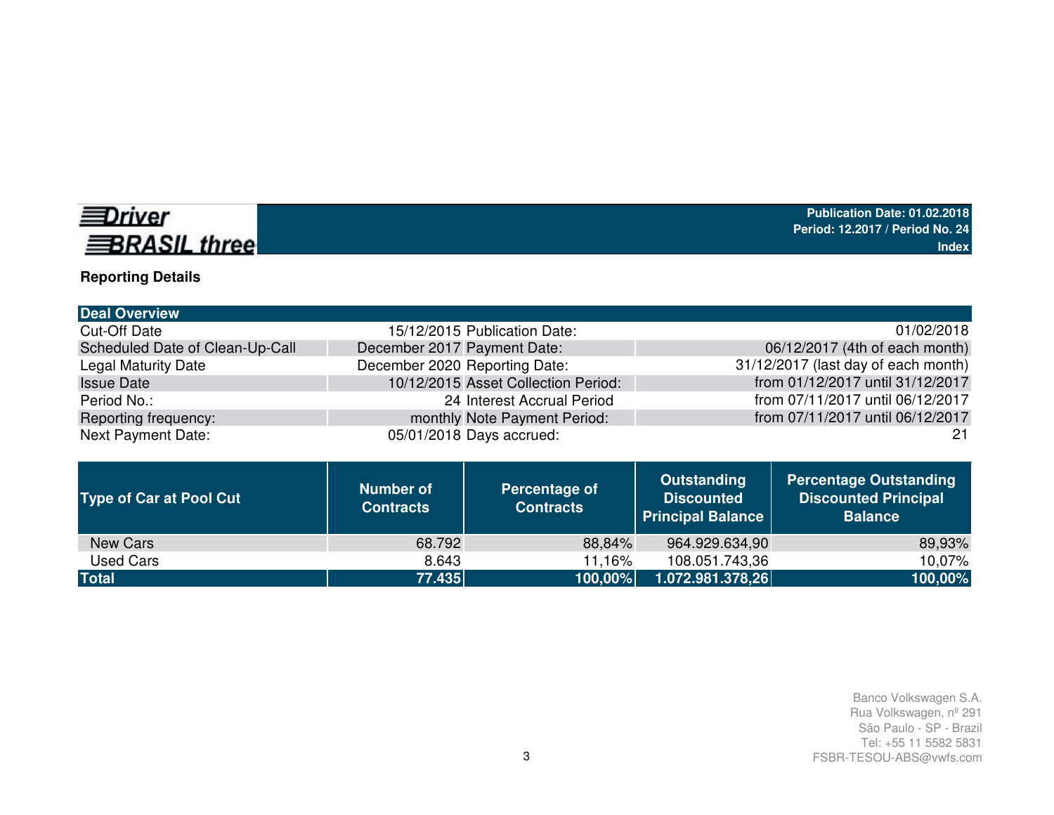**Driver BRASIL three**

**Publication Date: 01.02.2018**
**Period: 12.2017 / Period No. 24**
**Index**

## Reporting Details

| Deal Overview | | | |
|---|---|---|---|
| Cut-Off Date | 15/12/2015 | Publication Date: | 01/02/2018 |
| Scheduled Date of Clean-Up-Call | December 2017 | Payment Date: | 06/12/2017 (4th of each month) |
| Legal Maturity Date | December 2020 | Reporting Date: | 31/12/2017 (last day of each month) |
| Issue Date | 10/12/2015 | Asset Collection Period: | from 01/12/2017 until 31/12/2017 |
| Period No.: | 24 | Interest Accrual Period | from 07/11/2017 until 06/12/2017 |
| Reporting frequency: | monthly | Note Payment Period: | from 07/11/2017 until 06/12/2017 |
| Next Payment Date: | 05/01/2018 | Days accrued: | 21 |

| Type of Car at Pool Cut | Number of Contracts | Percentage of Contracts | Outstanding Discounted Principal Balance | Percentage Outstanding Discounted Principal Balance |
|---|---|---|---|---|
| New Cars | 68.792 | 88,84% | 964.929.634,90 | 89,93% |
| Used Cars | 8.643 | 11,16% | 108.051.743,36 | 10,07% |
| **Total** | **77.435** | **100,00%** | **1.072.981.378,26** | **100,00%** |

Banco Volkswagen S.A.
Rua Volkswagen, nº 291
São Paulo - SP - Brazil
Tel: +55 11 5582 5831
FSBR-TESOU-ABS@vwfs.com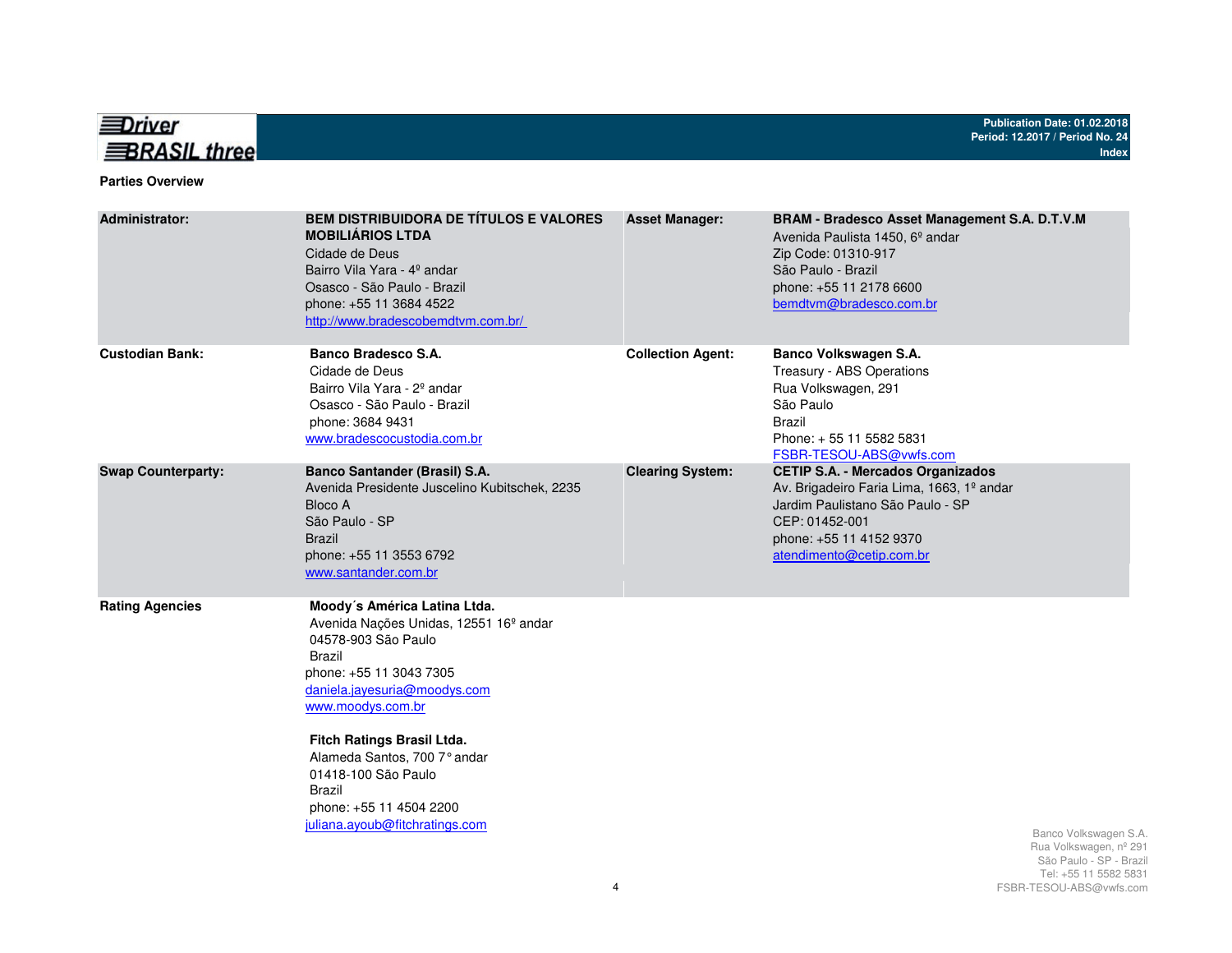## Parties Overview

| | | | |
|---|---|---|---|
| **Administrator:** | **BEM DISTRIBUIDORA DE TÍTULOS E VALORES MOBILIÁRIOS LTDA**<br>Cidade de Deus<br>Bairro Vila Yara - 4º andar<br>Osasco - São Paulo - Brazil<br>phone: +55 11 3684 4522<br>http://www.bradescobemdtvm.com.br/ | **Asset Manager:** | **BRAM - Bradesco Asset Management S.A. D.T.V.M**<br>Avenida Paulista 1450, 6º andar<br>Zip Code: 01310-917<br>São Paulo - Brazil<br>phone: +55 11 2178 6600<br>bemdtvm@bradesco.com.br |
| **Custodian Bank:** | **Banco Bradesco S.A.**<br>Cidade de Deus<br>Bairro Vila Yara - 2º andar<br>Osasco - São Paulo - Brazil<br>phone: 3684 9431<br>www.bradescocustodia.com.br | **Collection Agent:** | **Banco Volkswagen S.A.**<br>Treasury - ABS Operations<br>Rua Volkswagen, 291<br>São Paulo<br>Brazil<br>Phone: + 55 11 5582 5831<br>FSBR-TESOU-ABS@vwfs.com |
| **Swap Counterparty:** | **Banco Santander (Brasil) S.A.**<br>Avenida Presidente Juscelino Kubitschek, 2235<br>Bloco A<br>São Paulo - SP<br>Brazil<br>phone: +55 11 3553 6792<br>www.santander.com.br | **Clearing System:** | **CETIP S.A. - Mercados Organizados**<br>Av. Brigadeiro Faria Lima, 1663, 1º andar<br>Jardim Paulistano São Paulo - SP<br>CEP: 01452-001<br>phone: +55 11 4152 9370<br>atendimento@cetip.com.br |
| **Rating Agencies** | **Moody´s América Latina Ltda.**<br>Avenida Nações Unidas, 12551 16º andar<br>04578-903 São Paulo<br>Brazil<br>phone: +55 11 3043 7305<br>daniela.jayesuria@moodys.com<br>www.moodys.com.br<br><br>**Fitch Ratings Brasil Ltda.**<br>Alameda Santos, 700 7° andar<br>01418-100 São Paulo<br>Brazil<br>phone: +55 11 4504 2200<br>juliana.ayoub@fitchratings.com | | |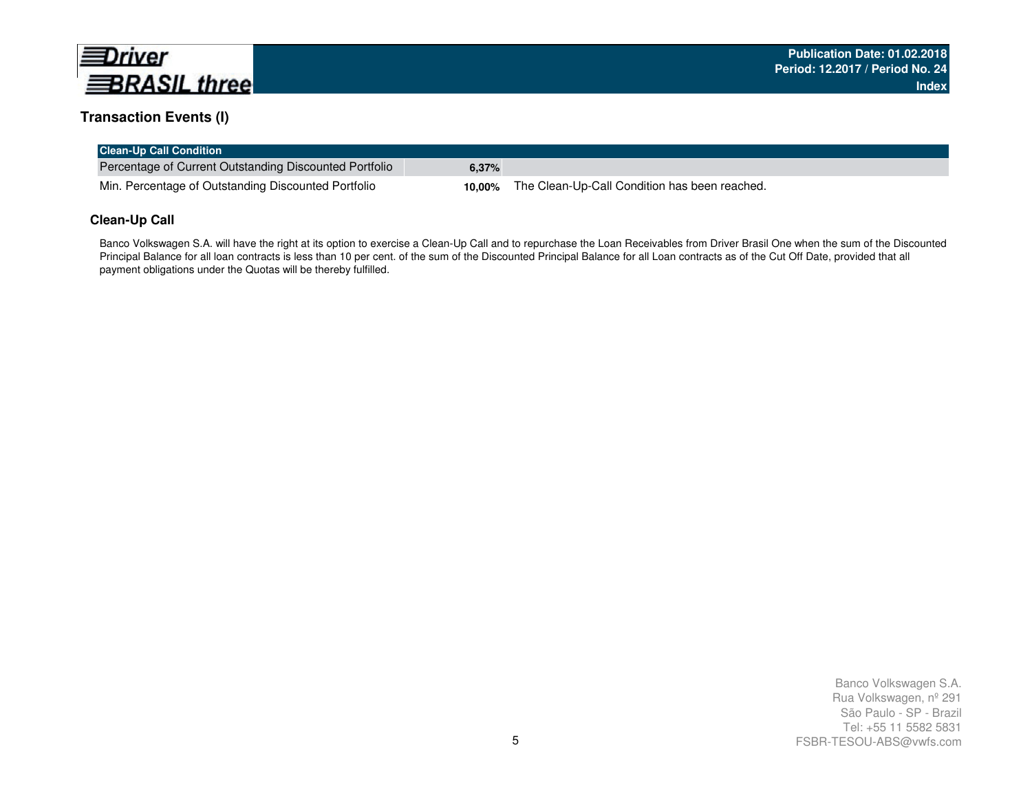## Transaction Events (I)

| Clean-Up Call Condition | | |
|---|---|---|
| Percentage of Current Outstanding Discounted Portfolio | **6,37%** | |
| Min. Percentage of Outstanding Discounted Portfolio | **10,00%** | The Clean-Up-Call Condition has been reached. |

### Clean-Up Call

Banco Volkswagen S.A. will have the right at its option to exercise a Clean-Up Call and to repurchase the Loan Receivables from Driver Brasil One when the sum of the Discounted Principal Balance for all loan contracts is less than 10 per cent. of the sum of the Discounted Principal Balance for all Loan contracts as of the Cut Off Date, provided that all payment obligations under the Quotas will be thereby fulfilled.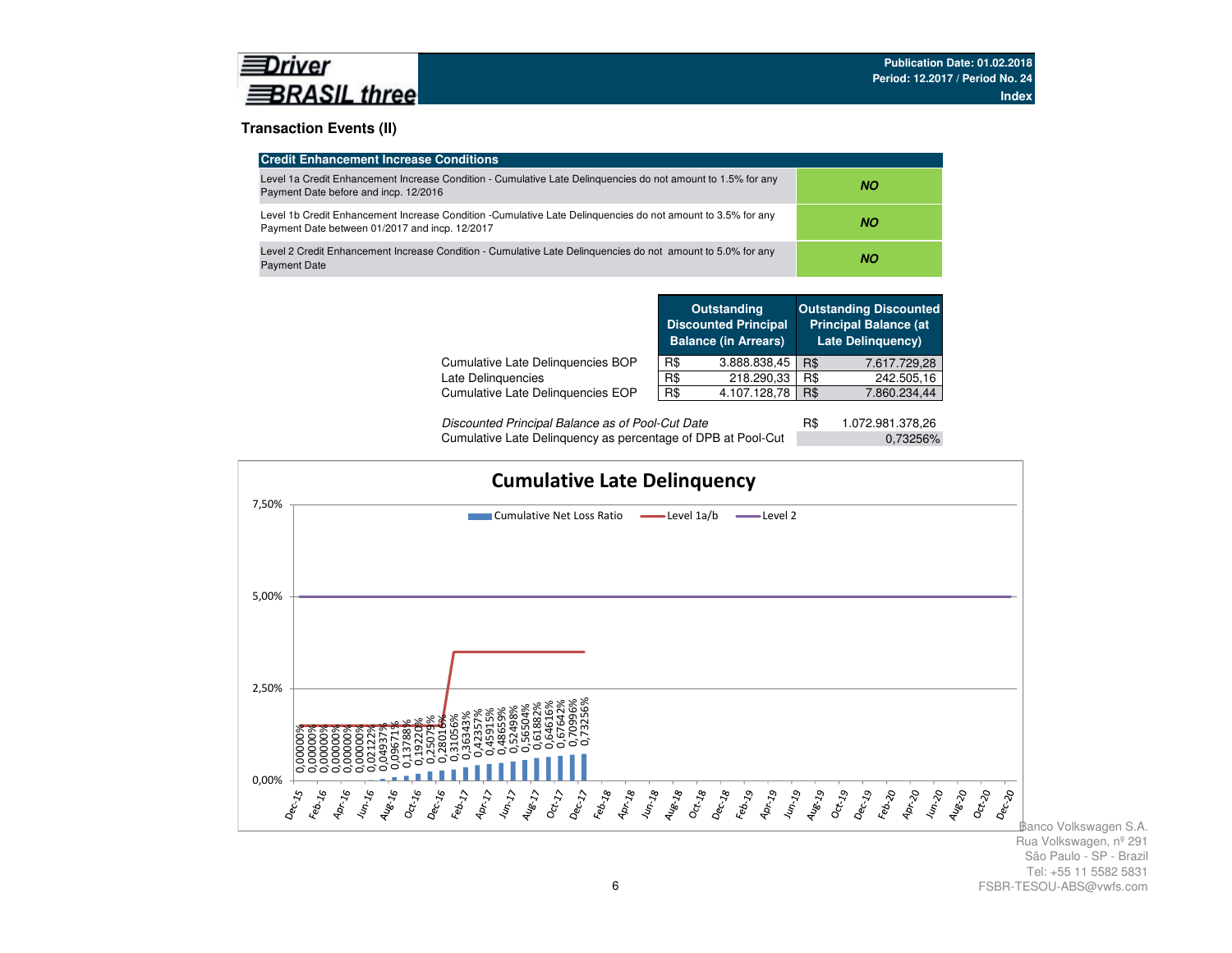**Driver BRASIL three**

Publication Date: 01.02.2018
Period: 12.2017 / Period No. 24
Index

## Transaction Events (II)

| Credit Enhancement Increase Conditions | |
|---|---|
| Level 1a Credit Enhancement Increase Condition - Cumulative Late Delinquencies do not amount to 1.5% for any Payment Date before and incp. 12/2016 | ***NO*** |
| Level 1b Credit Enhancement Increase Condition -Cumulative Late Delinquencies do not amount to 3.5% for any Payment Date between 01/2017 and incp. 12/2017 | ***NO*** |
| Level 2 Credit Enhancement Increase Condition - Cumulative Late Delinquencies do not amount to 5.0% for any Payment Date | ***NO*** |

| | Outstanding Discounted Principal Balance (in Arrears) | Outstanding Discounted Principal Balance (at Late Delinquency) |
|---|---|---|
| Cumulative Late Delinquencies BOP | R$ 3.888.838,45 | R$ 7.617.729,28 |
| Late Delinquencies | R$ 218.290,33 | R$ 242.505,16 |
| Cumulative Late Delinquencies EOP | R$ 4.107.128,78 | R$ 7.860.234,44 |

| | |
|---|---|
| *Discounted Principal Balance as of Pool-Cut Date* | R$ 1.072.981.378,26 |
| Cumulative Late Delinquency as percentage of DPB at Pool-Cut | 0,73256% |

### Cumulative Late Delinquency

| Month | Cumulative Net Loss Ratio |
|---|---|
| Dec-15 | 0,00000% |
| Jan-16 | 0,00000% |
| Feb-16 | 0,00000% |
| Mar-16 | 0,00000% |
| Apr-16 | 0,00000% |
| May-16 | 0,00000% |
| Jun-16 | 0,02122% |
| Jul-16 | 0,04937% |
| Aug-16 | 0,09671% |
| Sep-16 | 0,13788% |
| Oct-16 | 0,19220% |
| Nov-16 | 0,25075% |
| Dec-16 | 0,28016% |
| Jan-17 | 0,31056% |
| Feb-17 | 0,36343% |
| Mar-17 | 0,42357% |
| Apr-17 | 0,45915% |
| May-17 | 0,48659% |
| Jun-17 | 0,52498% |
| Jul-17 | 0,56504% |
| Aug-17 | 0,61882% |
| Sep-17 | 0,64616% |
| Oct-17 | 0,67642% |
| Nov-17 | 0,70996% |
| Dec-17 | 0,73256% |

Level 1a/b: 1,50% through Dec-16, 3,50% from Jan-17 to Dec-17. Level 2: 5,00% from Dec-15 to Dec-20.

Banco Volkswagen S.A.
Rua Volkswagen, nº 291
São Paulo - SP - Brazil
Tel: +55 11 5582 5831
FSBR-TESOU-ABS@vwfs.com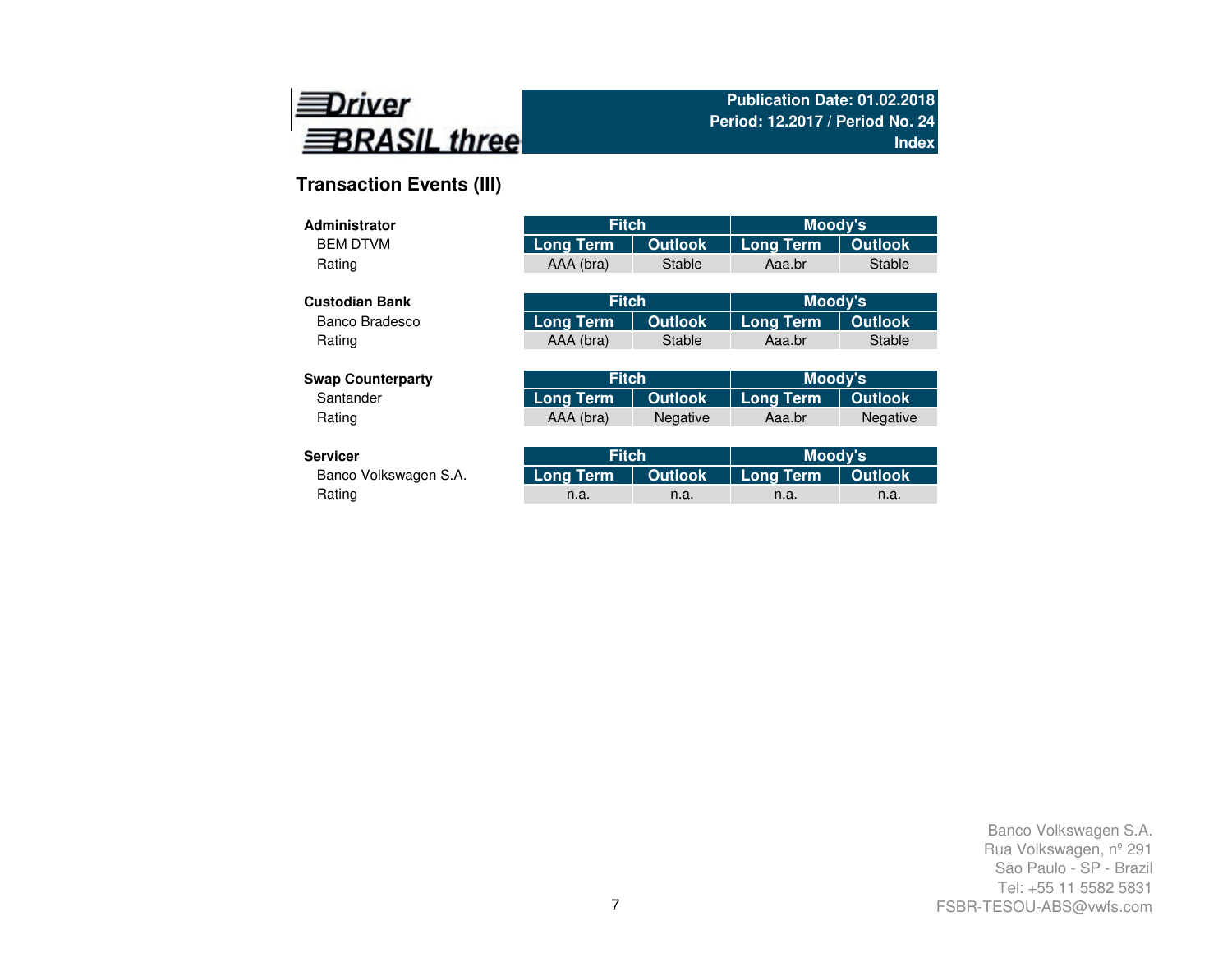Driver BRASIL three

**Publication Date: 01.02.2018**
**Period: 12.2017 / Period No. 24**
**Index**

## Transaction Events (III)

| **Administrator** | Fitch | | Moody's | |
|---|---|---|---|---|
| BEM DTVM | Long Term | Outlook | Long Term | Outlook |
| Rating | AAA (bra) | Stable | Aaa.br | Stable |

| **Custodian Bank** | Fitch | | Moody's | |
|---|---|---|---|---|
| Banco Bradesco | Long Term | Outlook | Long Term | Outlook |
| Rating | AAA (bra) | Stable | Aaa.br | Stable |

| **Swap Counterparty** | Fitch | | Moody's | |
|---|---|---|---|---|
| Santander | Long Term | Outlook | Long Term | Outlook |
| Rating | AAA (bra) | Negative | Aaa.br | Negative |

| **Servicer** | Fitch | | Moody's | |
|---|---|---|---|---|
| Banco Volkswagen S.A. | Long Term | Outlook | Long Term | Outlook |
| Rating | n.a. | n.a. | n.a. | n.a. |

Banco Volkswagen S.A.
Rua Volkswagen, nº 291
São Paulo - SP - Brazil
Tel: +55 11 5582 5831
FSBR-TESOU-ABS@vwfs.com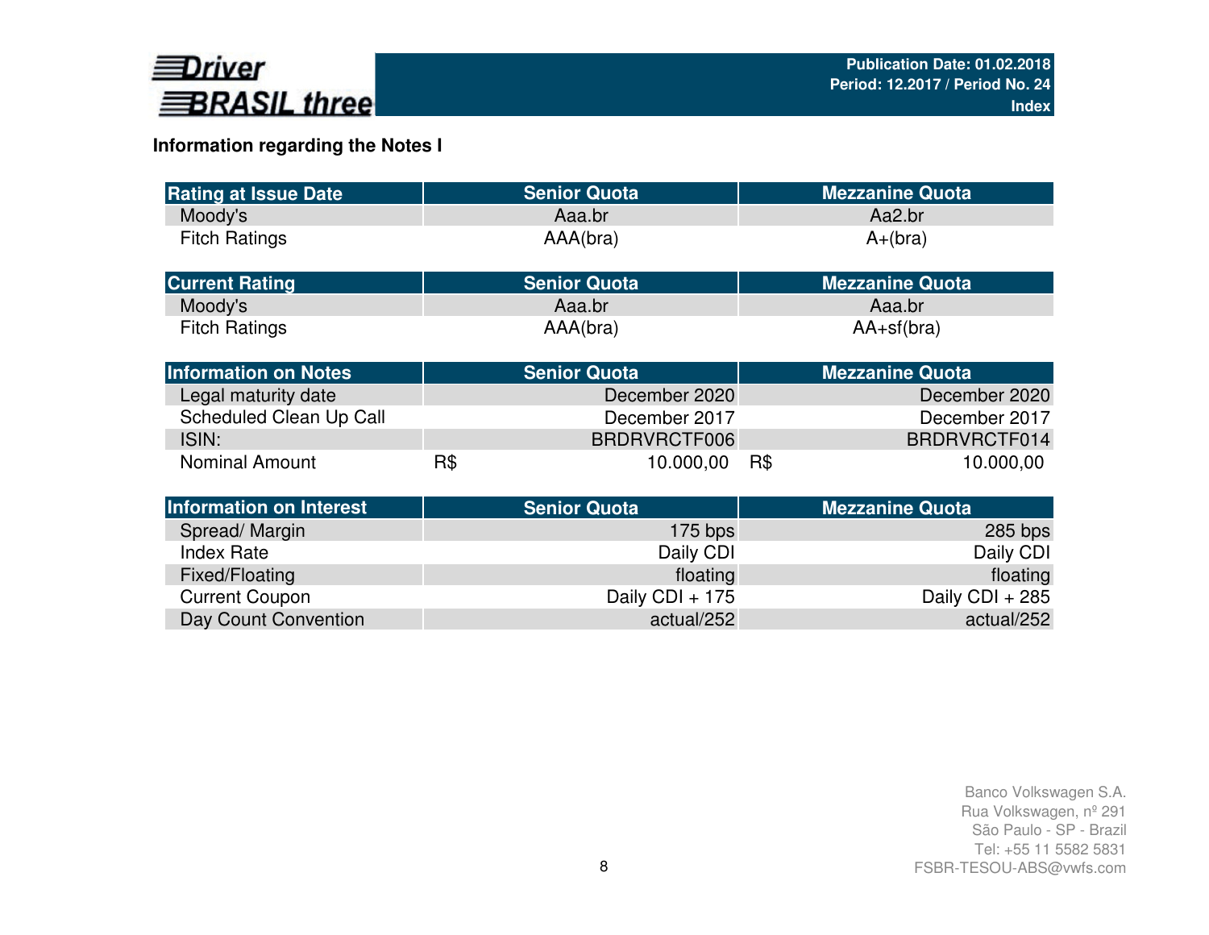Driver BRASIL three

Publication Date: 01.02.2018
Period: 12.2017 / Period No. 24
Index

## Information regarding the Notes I

| Rating at Issue Date | Senior Quota | Mezzanine Quota |
|---|---|---|
| Moody's | Aaa.br | Aa2.br |
| Fitch Ratings | AAA(bra) | A+(bra) |

| Current Rating | Senior Quota | Mezzanine Quota |
|---|---|---|
| Moody's | Aaa.br | Aaa.br |
| Fitch Ratings | AAA(bra) | AA+sf(bra) |

| Information on Notes | Senior Quota | Mezzanine Quota |
|---|---|---|
| Legal maturity date | December 2020 | December 2020 |
| Scheduled Clean Up Call | December 2017 | December 2017 |
| ISIN: | BRDRVRCTF006 | BRDRVRCTF014 |
| Nominal Amount | R$ 10.000,00 | R$ 10.000,00 |

| Information on Interest | Senior Quota | Mezzanine Quota |
|---|---|---|
| Spread/ Margin | 175 bps | 285 bps |
| Index Rate | Daily CDI | Daily CDI |
| Fixed/Floating | floating | floating |
| Current Coupon | Daily CDI + 175 | Daily CDI + 285 |
| Day Count Convention | actual/252 | actual/252 |

Banco Volkswagen S.A.
Rua Volkswagen, nº 291
São Paulo - SP - Brazil
Tel: +55 11 5582 5831
FSBR-TESOU-ABS@vwfs.com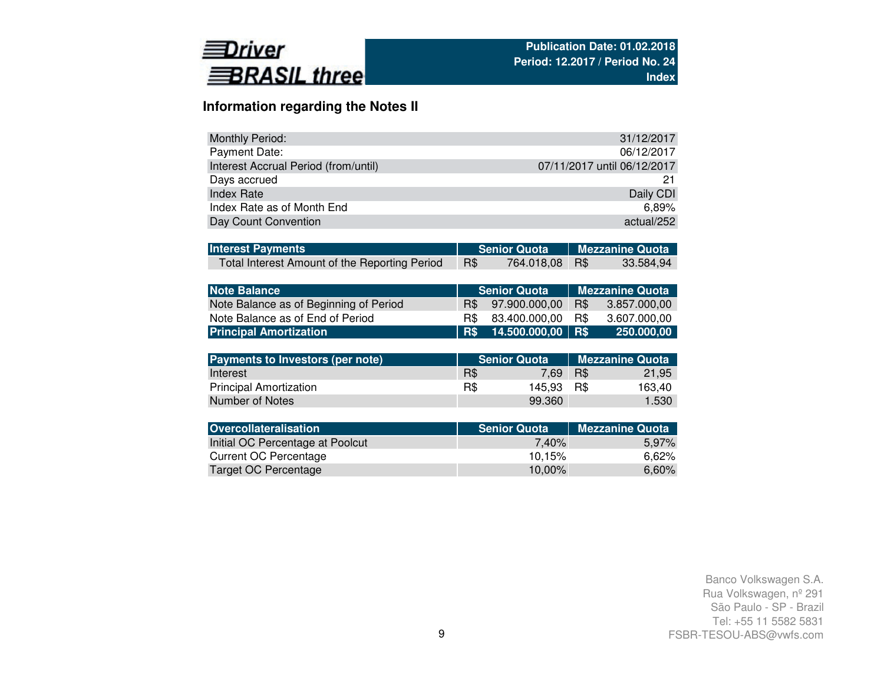Driver BRASIL three

**Publication Date: 01.02.2018**
**Period: 12.2017 / Period No. 24**
**Index**

## Information regarding the Notes II

| | |
|---|---|
| Monthly Period: | 31/12/2017 |
| Payment Date: | 06/12/2017 |
| Interest Accrual Period (from/until) | 07/11/2017 until 06/12/2017 |
| Days accrued | 21 |
| Index Rate | Daily CDI |
| Index Rate as of Month End | 6,89% |
| Day Count Convention | actual/252 |

| Interest Payments | Senior Quota | Mezzanine Quota |
|---|---|---|
| Total Interest Amount of the Reporting Period | R$ 764.018,08 | R$ 33.584,94 |

| Note Balance | Senior Quota | Mezzanine Quota |
|---|---|---|
| Note Balance as of Beginning of Period | R$ 97.900.000,00 | R$ 3.857.000,00 |
| Note Balance as of End of Period | R$ 83.400.000,00 | R$ 3.607.000,00 |
| **Principal Amortization** | **R$ 14.500.000,00** | **R$ 250.000,00** |

| Payments to Investors (per note) | Senior Quota | Mezzanine Quota |
|---|---|---|
| Interest | R$ 7,69 | R$ 21,95 |
| Principal Amortization | R$ 145,93 | R$ 163,40 |
| Number of Notes | 99.360 | 1.530 |

| Overcollateralisation | Senior Quota | Mezzanine Quota |
|---|---|---|
| Initial OC Percentage at Poolcut | 7,40% | 5,97% |
| Current OC Percentage | 10,15% | 6,62% |
| Target OC Percentage | 10,00% | 6,60% |

Banco Volkswagen S.A.
Rua Volkswagen, nº 291
São Paulo - SP - Brazil
Tel: +55 11 5582 5831
FSBR-TESOU-ABS@vwfs.com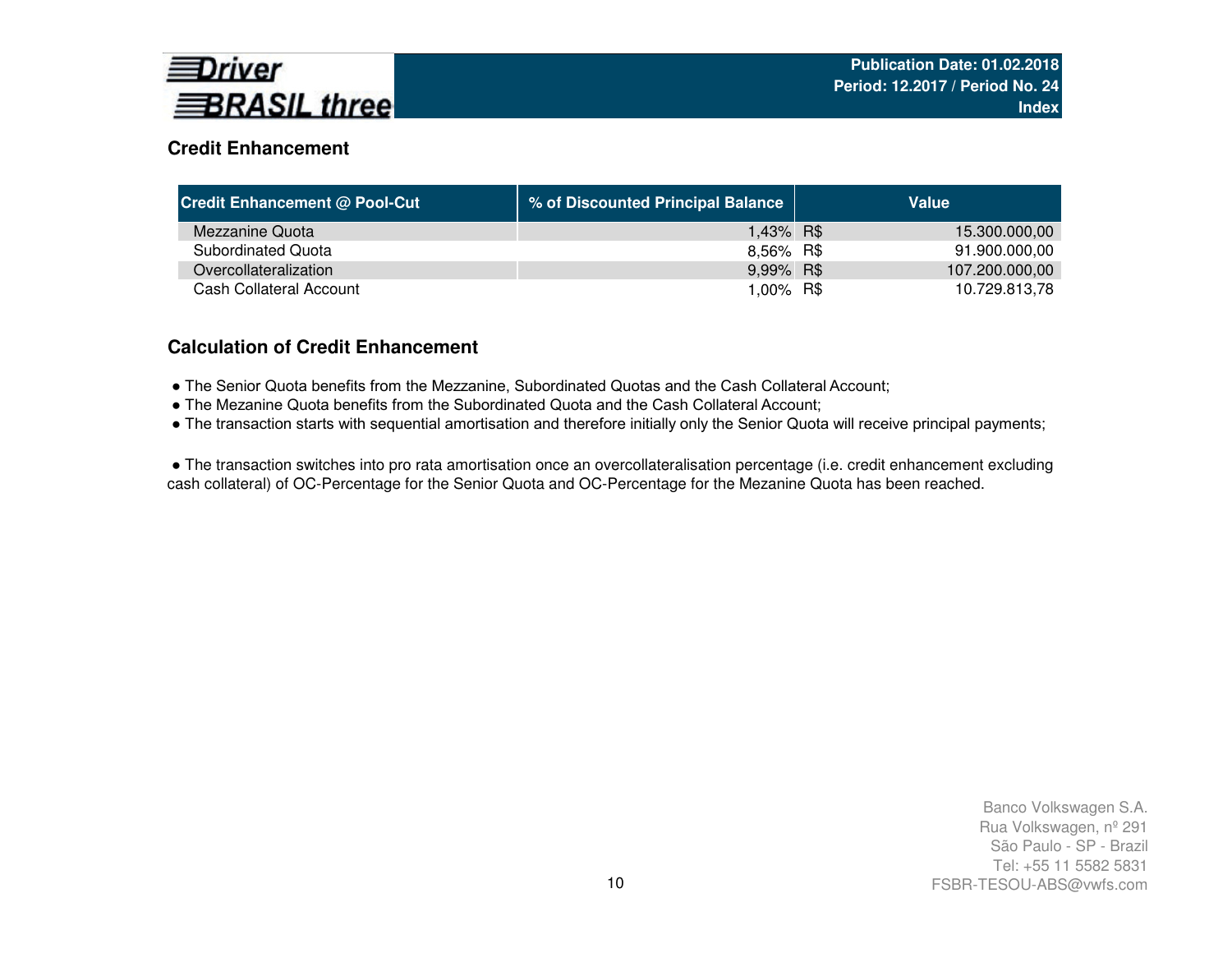## Credit Enhancement

| Credit Enhancement @ Pool-Cut | % of Discounted Principal Balance | Value |
|---|---|---|
| Mezzanine Quota | 1,43% | R$ 15.300.000,00 |
| Subordinated Quota | 8,56% | R$ 91.900.000,00 |
| Overcollateralization | 9,99% | R$ 107.200.000,00 |
| Cash Collateral Account | 1,00% | R$ 10.729.813,78 |

## Calculation of Credit Enhancement

- The Senior Quota benefits from the Mezzanine, Subordinated Quotas and the Cash Collateral Account;
- The Mezanine Quota benefits from the Subordinated Quota and the Cash Collateral Account;
- The transaction starts with sequential amortisation and therefore initially only the Senior Quota will receive principal payments;

- The transaction switches into pro rata amortisation once an overcollateralisation percentage (i.e. credit enhancement excluding cash collateral) of OC-Percentage for the Senior Quota and OC-Percentage for the Mezanine Quota has been reached.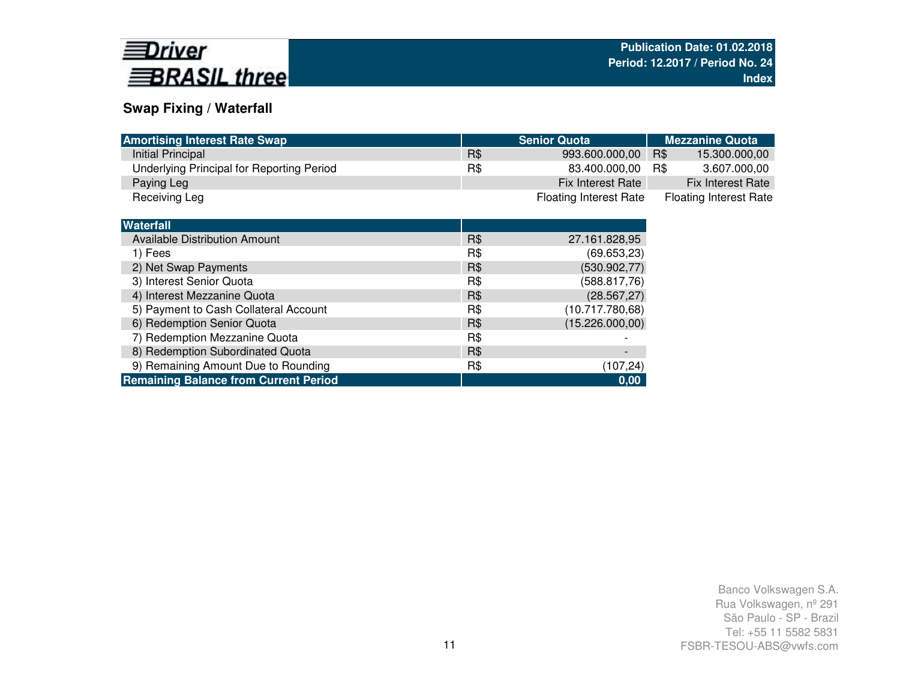## Swap Fixing / Waterfall

| Amortising Interest Rate Swap | Senior Quota | | Mezzanine Quota | |
|---|---|---|---|---|
| Initial Principal | R$ | 993.600.000,00 | R$ | 15.300.000,00 |
| Underlying Principal for Reporting Period | R$ | 83.400.000,00 | R$ | 3.607.000,00 |
| Paying Leg | | Fix Interest Rate | | Fix Interest Rate |
| Receiving Leg | | Floating Interest Rate | | Floating Interest Rate |

| Waterfall | | |
|---|---|---|
| Available Distribution Amount | R$ | 27.161.828,95 |
| 1) Fees | R$ | (69.653,23) |
| 2) Net Swap Payments | R$ | (530.902,77) |
| 3) Interest Senior Quota | R$ | (588.817,76) |
| 4) Interest Mezzanine Quota | R$ | (28.567,27) |
| 5) Payment to Cash Collateral Account | R$ | (10.717.780,68) |
| 6) Redemption Senior Quota | R$ | (15.226.000,00) |
| 7) Redemption Mezzanine Quota | R$ | - |
| 8) Redemption Subordinated Quota | R$ | - |
| 9) Remaining Amount Due to Rounding | R$ | (107,24) |
| **Remaining Balance from Current Period** | | **0,00** |

Banco Volkswagen S.A.
Rua Volkswagen, nº 291
São Paulo - SP - Brazil
Tel: +55 11 5582 5831
FSBR-TESOU-ABS@vwfs.com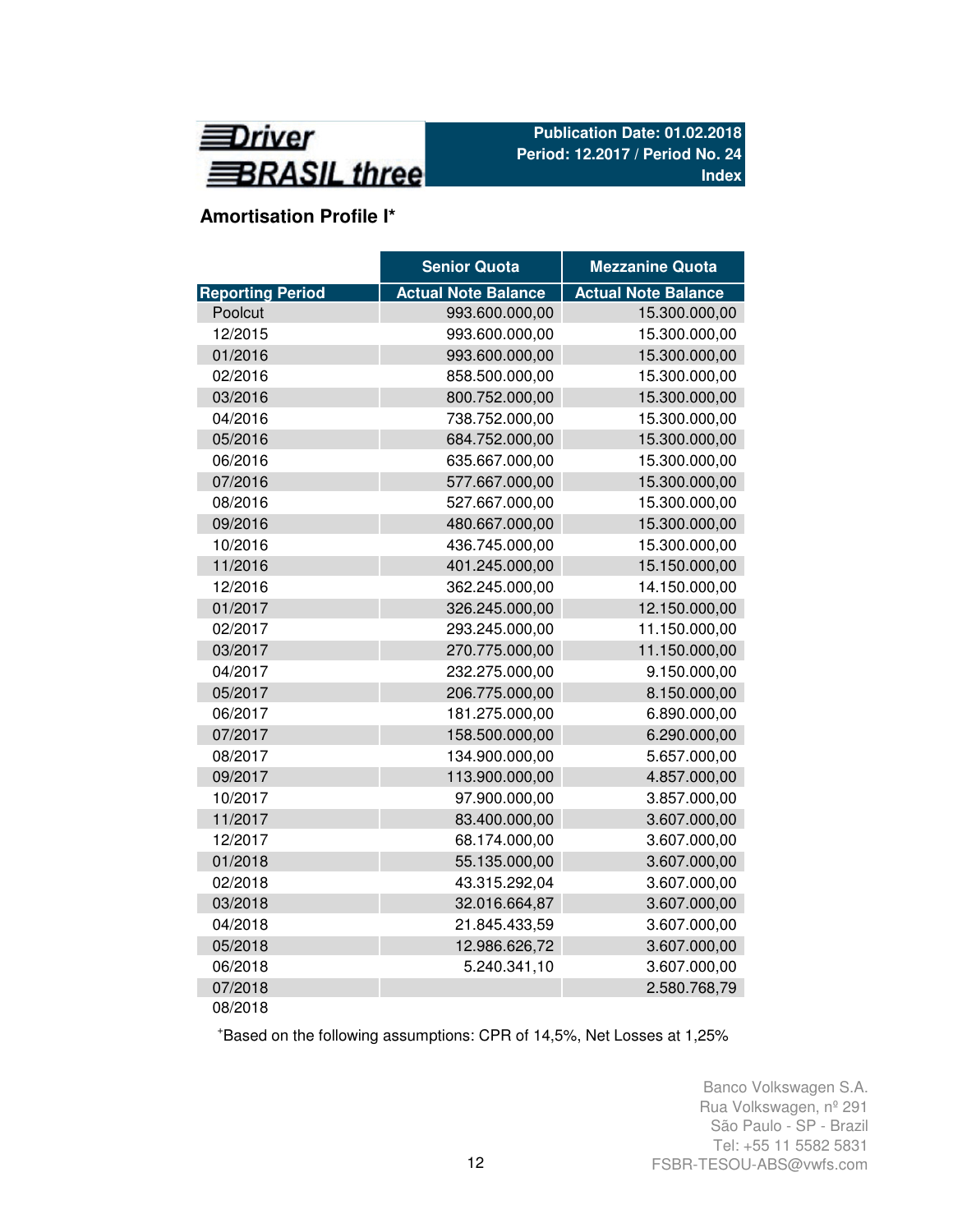**Driver BRASIL three**

**Publication Date: 01.02.2018**
**Period: 12.2017 / Period No. 24**
**Index**

## Amortisation Profile I*

| | Senior Quota | Mezzanine Quota |
|---|---|---|
| Reporting Period | Actual Note Balance | Actual Note Balance |
| Poolcut | 993.600.000,00 | 15.300.000,00 |
| 12/2015 | 993.600.000,00 | 15.300.000,00 |
| 01/2016 | 993.600.000,00 | 15.300.000,00 |
| 02/2016 | 858.500.000,00 | 15.300.000,00 |
| 03/2016 | 800.752.000,00 | 15.300.000,00 |
| 04/2016 | 738.752.000,00 | 15.300.000,00 |
| 05/2016 | 684.752.000,00 | 15.300.000,00 |
| 06/2016 | 635.667.000,00 | 15.300.000,00 |
| 07/2016 | 577.667.000,00 | 15.300.000,00 |
| 08/2016 | 527.667.000,00 | 15.300.000,00 |
| 09/2016 | 480.667.000,00 | 15.300.000,00 |
| 10/2016 | 436.745.000,00 | 15.300.000,00 |
| 11/2016 | 401.245.000,00 | 15.150.000,00 |
| 12/2016 | 362.245.000,00 | 14.150.000,00 |
| 01/2017 | 326.245.000,00 | 12.150.000,00 |
| 02/2017 | 293.245.000,00 | 11.150.000,00 |
| 03/2017 | 270.775.000,00 | 11.150.000,00 |
| 04/2017 | 232.275.000,00 | 9.150.000,00 |
| 05/2017 | 206.775.000,00 | 8.150.000,00 |
| 06/2017 | 181.275.000,00 | 6.890.000,00 |
| 07/2017 | 158.500.000,00 | 6.290.000,00 |
| 08/2017 | 134.900.000,00 | 5.657.000,00 |
| 09/2017 | 113.900.000,00 | 4.857.000,00 |
| 10/2017 | 97.900.000,00 | 3.857.000,00 |
| 11/2017 | 83.400.000,00 | 3.607.000,00 |
| 12/2017 | 68.174.000,00 | 3.607.000,00 |
| 01/2018 | 55.135.000,00 | 3.607.000,00 |
| 02/2018 | 43.315.292,04 | 3.607.000,00 |
| 03/2018 | 32.016.664,87 | 3.607.000,00 |
| 04/2018 | 21.845.433,59 | 3.607.000,00 |
| 05/2018 | 12.986.626,72 | 3.607.000,00 |
| 06/2018 | 5.240.341,10 | 3.607.000,00 |
| 07/2018 | | 2.580.768,79 |
| 08/2018 | | |

*Based on the following assumptions: CPR of 14,5%, Net Losses at 1,25%

Banco Volkswagen S.A.
Rua Volkswagen, nº 291
São Paulo - SP - Brazil
Tel: +55 11 5582 5831
FSBR-TESOU-ABS@vwfs.com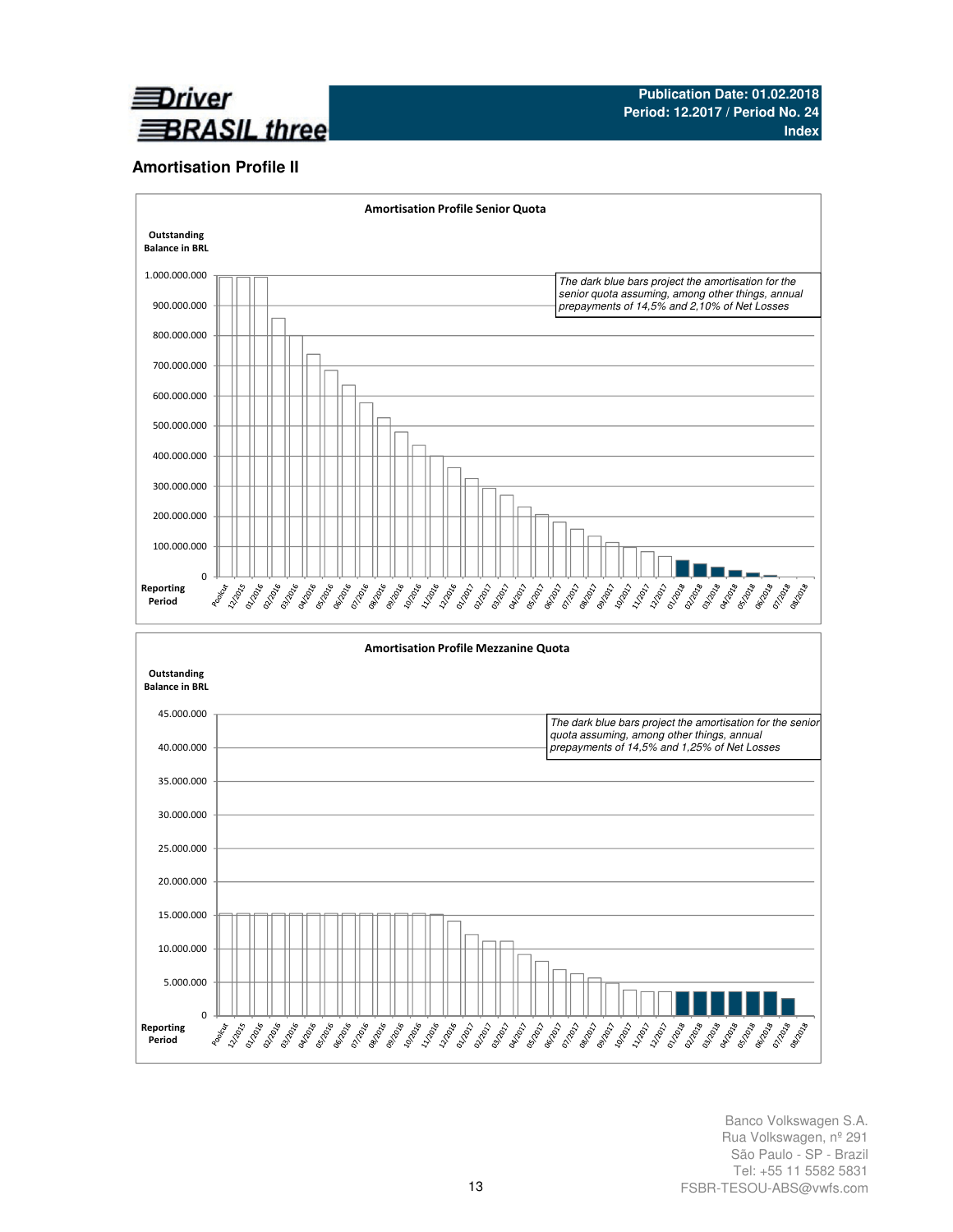## Amortisation Profile II

**Amortisation Profile Senior Quota**

Outstanding Balance in BRL

*The dark blue bars project the amortisation for the senior quota assuming, among other things, annual prepayments of 14,5% and 2,10% of Net Losses*

Reporting Period: Poolcut, 12/2015, 01/2016, 02/2016, 03/2016, 04/2016, 05/2016, 06/2016, 07/2016, 08/2016, 09/2016, 10/2016, 11/2016, 12/2016, 01/2017, 02/2017, 03/2017, 04/2017, 05/2017, 06/2017, 07/2017, 08/2017, 09/2017, 10/2017, 11/2017, 12/2017, 01/2018, 02/2018, 03/2018, 04/2018, 05/2018, 06/2018, 07/2018, 08/2018

**Amortisation Profile Mezzanine Quota**

Outstanding Balance in BRL

*The dark blue bars project the amortisation for the senior quota assuming, among other things, annual prepayments of 14,5% and 1,25% of Net Losses*

Reporting Period: Poolcut, 12/2015, 01/2016, 02/2016, 03/2016, 04/2016, 05/2016, 06/2016, 07/2016, 08/2016, 09/2016, 10/2016, 11/2016, 12/2016, 01/2017, 02/2017, 03/2017, 04/2017, 05/2017, 06/2017, 07/2017, 08/2017, 09/2017, 10/2017, 11/2017, 12/2017, 01/2018, 02/2018, 03/2018, 04/2018, 05/2018, 06/2018, 07/2018, 08/2018

Banco Volkswagen S.A.
Rua Volkswagen, nº 291
São Paulo - SP - Brazil
Tel: +55 11 5582 5831
FSBR-TESOU-ABS@vwfs.com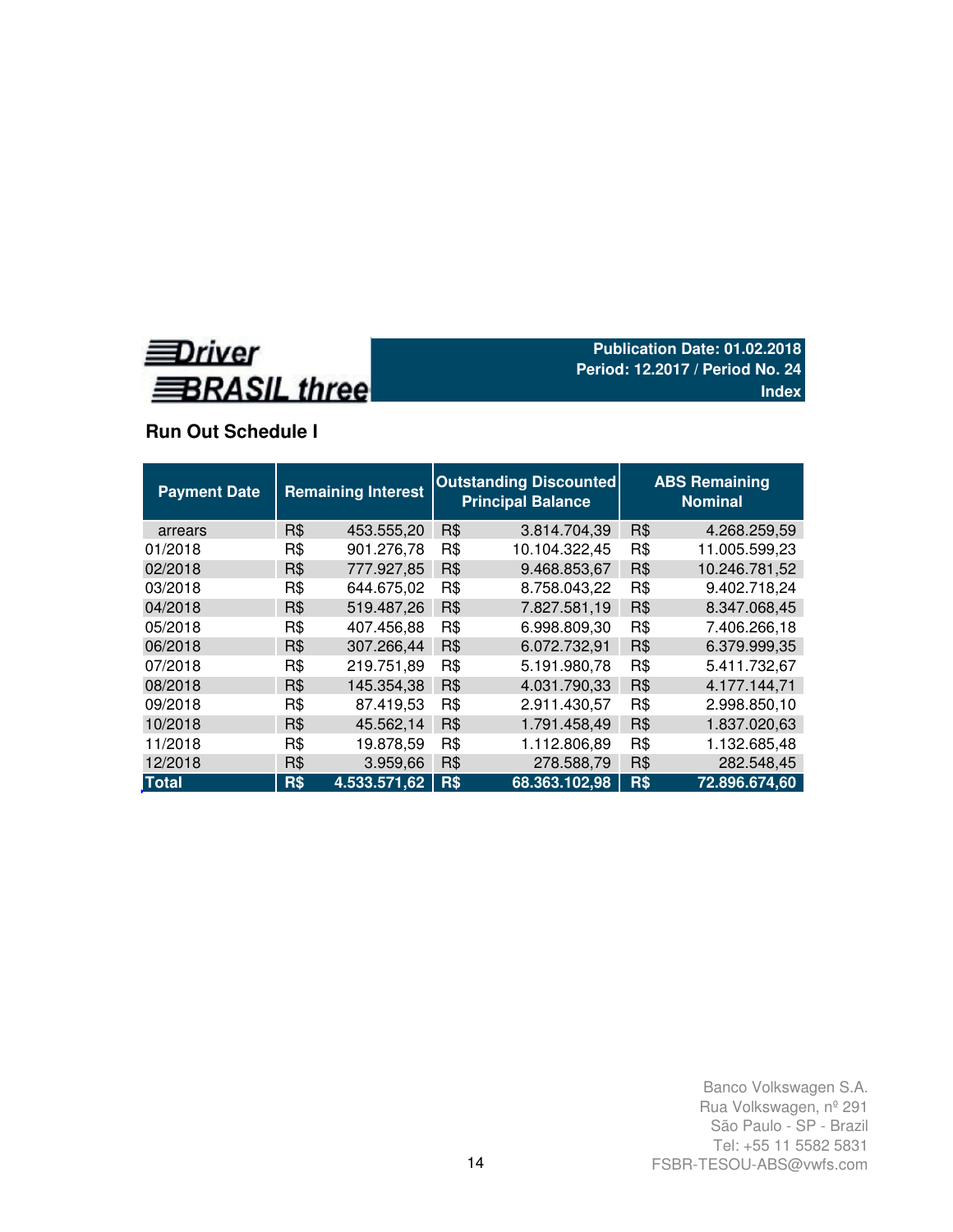Driver BRASIL three

**Publication Date: 01.02.2018**
**Period: 12.2017 / Period No. 24**
**Index**

## Run Out Schedule I

| Payment Date | Remaining Interest | | Outstanding Discounted Principal Balance | | ABS Remaining Nominal | |
|---|---|---|---|---|---|---|
| arrears | R$ | 453.555,20 | R$ | 3.814.704,39 | R$ | 4.268.259,59 |
| 01/2018 | R$ | 901.276,78 | R$ | 10.104.322,45 | R$ | 11.005.599,23 |
| 02/2018 | R$ | 777.927,85 | R$ | 9.468.853,67 | R$ | 10.246.781,52 |
| 03/2018 | R$ | 644.675,02 | R$ | 8.758.043,22 | R$ | 9.402.718,24 |
| 04/2018 | R$ | 519.487,26 | R$ | 7.827.581,19 | R$ | 8.347.068,45 |
| 05/2018 | R$ | 407.456,88 | R$ | 6.998.809,30 | R$ | 7.406.266,18 |
| 06/2018 | R$ | 307.266,44 | R$ | 6.072.732,91 | R$ | 6.379.999,35 |
| 07/2018 | R$ | 219.751,89 | R$ | 5.191.980,78 | R$ | 5.411.732,67 |
| 08/2018 | R$ | 145.354,38 | R$ | 4.031.790,33 | R$ | 4.177.144,71 |
| 09/2018 | R$ | 87.419,53 | R$ | 2.911.430,57 | R$ | 2.998.850,10 |
| 10/2018 | R$ | 45.562,14 | R$ | 1.791.458,49 | R$ | 1.837.020,63 |
| 11/2018 | R$ | 19.878,59 | R$ | 1.112.806,89 | R$ | 1.132.685,48 |
| 12/2018 | R$ | 3.959,66 | R$ | 278.588,79 | R$ | 282.548,45 |
| **Total** | **R$** | **4.533.571,62** | **R$** | **68.363.102,98** | **R$** | **72.896.674,60** |

Banco Volkswagen S.A.
Rua Volkswagen, nº 291
São Paulo - SP - Brazil
Tel: +55 11 5582 5831
FSBR-TESOU-ABS@vwfs.com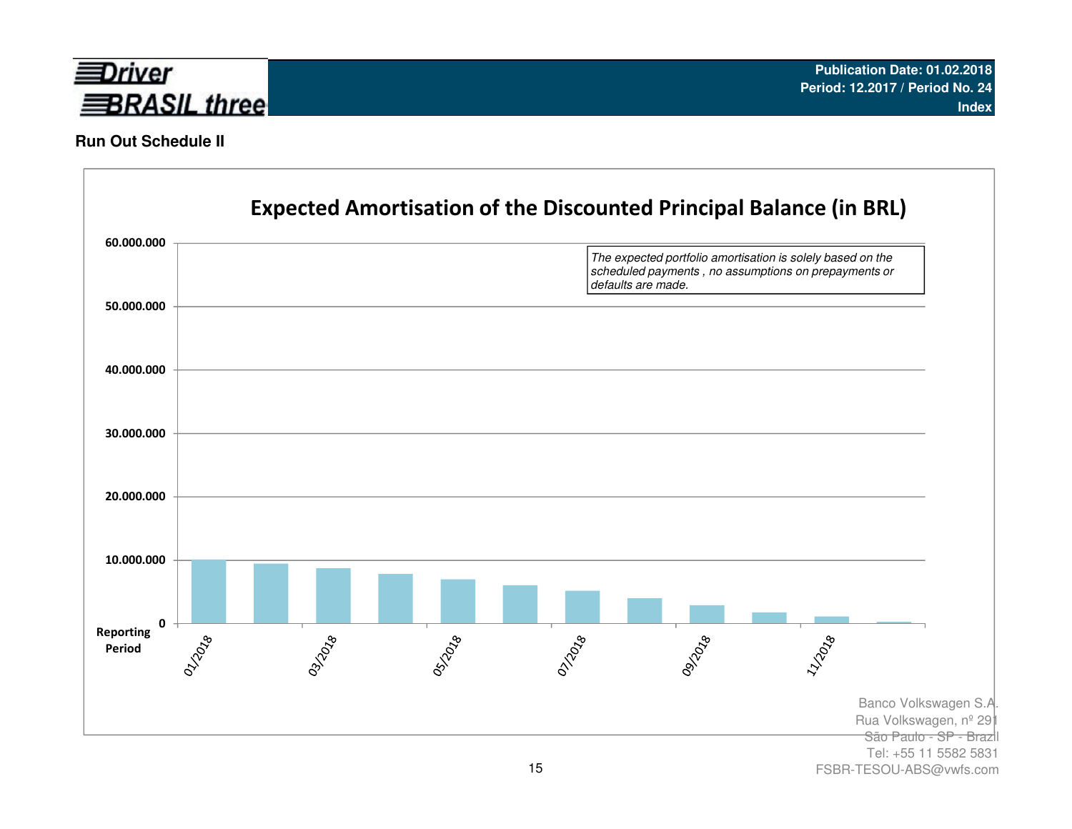## Run Out Schedule II

### Expected Amortisation of the Discounted Principal Balance (in BRL)

*The expected portfolio amortisation is solely based on the scheduled payments , no assumptions on prepayments or defaults are made.*

60.000.000
50.000.000
40.000.000
30.000.000
20.000.000
10.000.000
0

Reporting Period

01/2018 03/2018 05/2018 07/2018 09/2018 11/2018

Banco Volkswagen S.A.
Rua Volkswagen, nº 291
São Paulo - SP - Brazil
Tel: +55 11 5582 5831
FSBR-TESOU-ABS@vwfs.com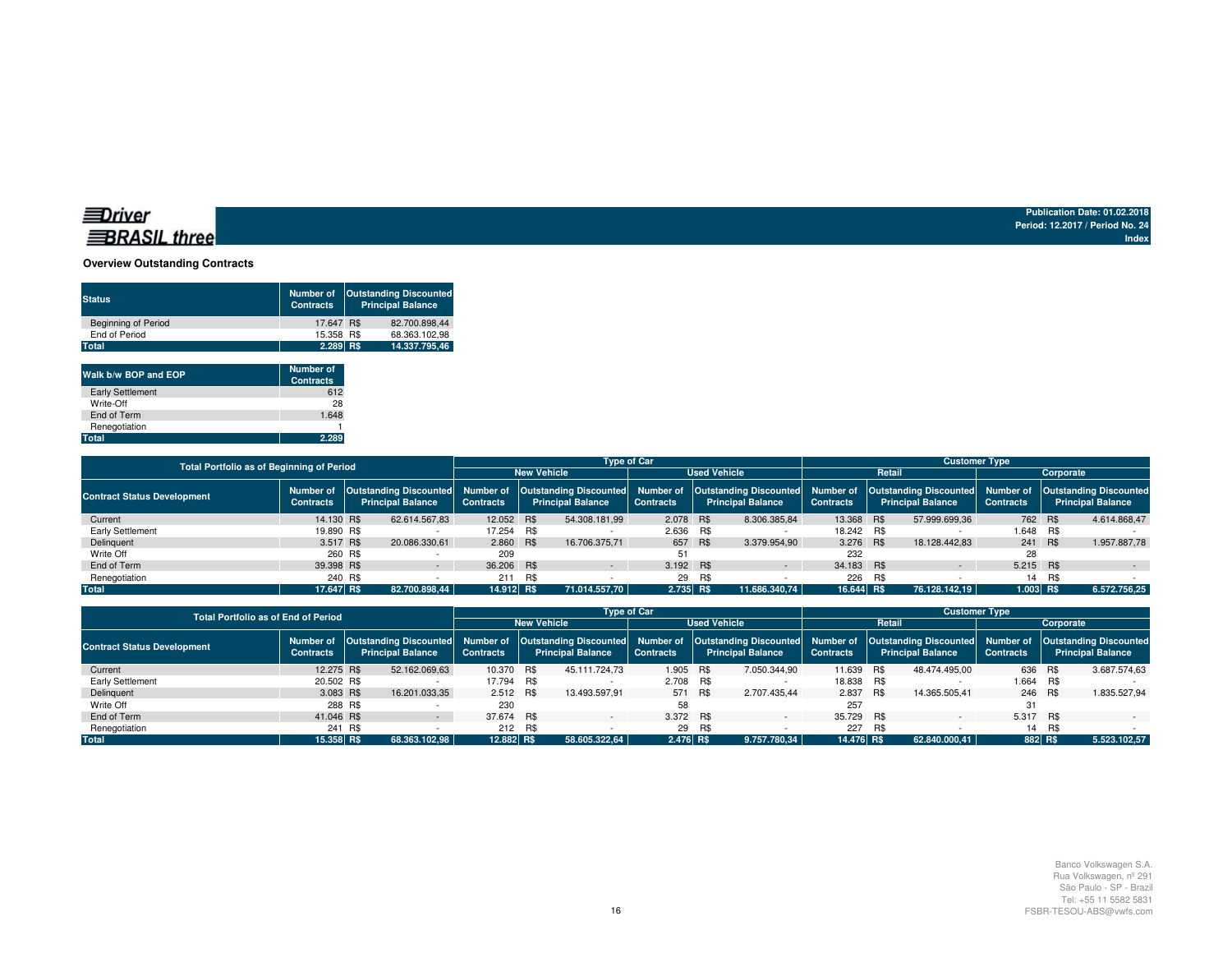Driver BRASIL three

Publication Date: 01.02.2018
Period: 12.2017 / Period No. 24
Index

## Overview Outstanding Contracts

| Status | Number of Contracts | Outstanding Discounted Principal Balance |
|---|---|---|
| Beginning of Period | 17.647 | R$ 82.700.898,44 |
| End of Period | 15.358 | R$ 68.363.102,98 |
| **Total** | **2.289** | **R$ 14.337.795,46** |

| Walk b/w BOP and EOP | Number of Contracts |
|---|---|
| Early Settlement | 612 |
| Write-Off | 28 |
| End of Term | 1.648 |
| Renegotiation | 1 |
| **Total** | **2.289** |

| Total Portfolio as of Beginning of Period | | | Type of Car | | | | Customer Type | | | |
|---|---|---|---|---|---|---|---|---|---|---|
| | | | New Vehicle | | Used Vehicle | | Retail | | Corporate | |
| Contract Status Development | Number of Contracts | Outstanding Discounted Principal Balance | Number of Contracts | Outstanding Discounted Principal Balance | Number of Contracts | Outstanding Discounted Principal Balance | Number of Contracts | Outstanding Discounted Principal Balance | Number of Contracts | Outstanding Discounted Principal Balance |
| Current | 14.130 | R$ 62.614.567,83 | 12.052 | R$ 54.308.181,99 | 2.078 | R$ 8.306.385,84 | 13.368 | R$ 57.999.699,36 | 762 | R$ 4.614.868,47 |
| Early Settlement | 19.890 | R$ - | 17.254 | R$ - | 2.636 | R$ - | 18.242 | R$ - | 1.648 | R$ - |
| Delinquent | 3.517 | R$ 20.086.330,61 | 2.860 | R$ 16.706.375,71 | 657 | R$ 3.379.954,90 | 3.276 | R$ 18.128.442,83 | 241 | R$ 1.957.887,78 |
| Write Off | 260 | R$ - | 209 | | 51 | | 232 | | 28 | |
| End of Term | 39.398 | R$ - | 36.206 | R$ - | 3.192 | R$ - | 34.183 | R$ - | 5.215 | R$ - |
| Renegotiation | 240 | R$ - | 211 | R$ - | 29 | R$ - | 226 | R$ - | 14 | R$ - |
| **Total** | **17.647** | **R$ 82.700.898,44** | **14.912** | **R$ 71.014.557,70** | **2.735** | **R$ 11.686.340,74** | **16.644** | **R$ 76.128.142,19** | **1.003** | **R$ 6.572.756,25** |

| Total Portfolio as of End of Period | | | Type of Car | | | | Customer Type | | | |
|---|---|---|---|---|---|---|---|---|---|---|
| | | | New Vehicle | | Used Vehicle | | Retail | | Corporate | |
| Contract Status Development | Number of Contracts | Outstanding Discounted Principal Balance | Number of Contracts | Outstanding Discounted Principal Balance | Number of Contracts | Outstanding Discounted Principal Balance | Number of Contracts | Outstanding Discounted Principal Balance | Number of Contracts | Outstanding Discounted Principal Balance |
| Current | 12.275 | R$ 52.162.069,63 | 10.370 | R$ 45.111.724,73 | 1.905 | R$ 7.050.344,90 | 11.639 | R$ 48.474.495,00 | 636 | R$ 3.687.574,63 |
| Early Settlement | 20.502 | R$ - | 17.794 | R$ - | 2.708 | R$ - | 18.838 | R$ - | 1.664 | R$ - |
| Delinquent | 3.083 | R$ 16.201.033,35 | 2.512 | R$ 13.493.597,91 | 571 | R$ 2.707.435,44 | 2.837 | R$ 14.365.505,41 | 246 | R$ 1.835.527,94 |
| Write Off | 288 | R$ - | 230 | | 58 | | 257 | | 31 | |
| End of Term | 41.046 | R$ - | 37.674 | R$ - | 3.372 | R$ - | 35.729 | R$ - | 5.317 | R$ - |
| Renegotiation | 241 | R$ - | 212 | R$ - | 29 | R$ - | 227 | R$ - | 14 | R$ - |
| **Total** | **15.358** | **R$ 68.363.102,98** | **12.882** | **R$ 58.605.322,64** | **2.476** | **R$ 9.757.780,34** | **14.476** | **R$ 62.840.000,41** | **882** | **R$ 5.523.102,57** |

Banco Volkswagen S.A.
Rua Volkswagen, nº 291
São Paulo - SP - Brazil
Tel: +55 11 5582 5831
FSBR-TESOU-ABS@vwfs.com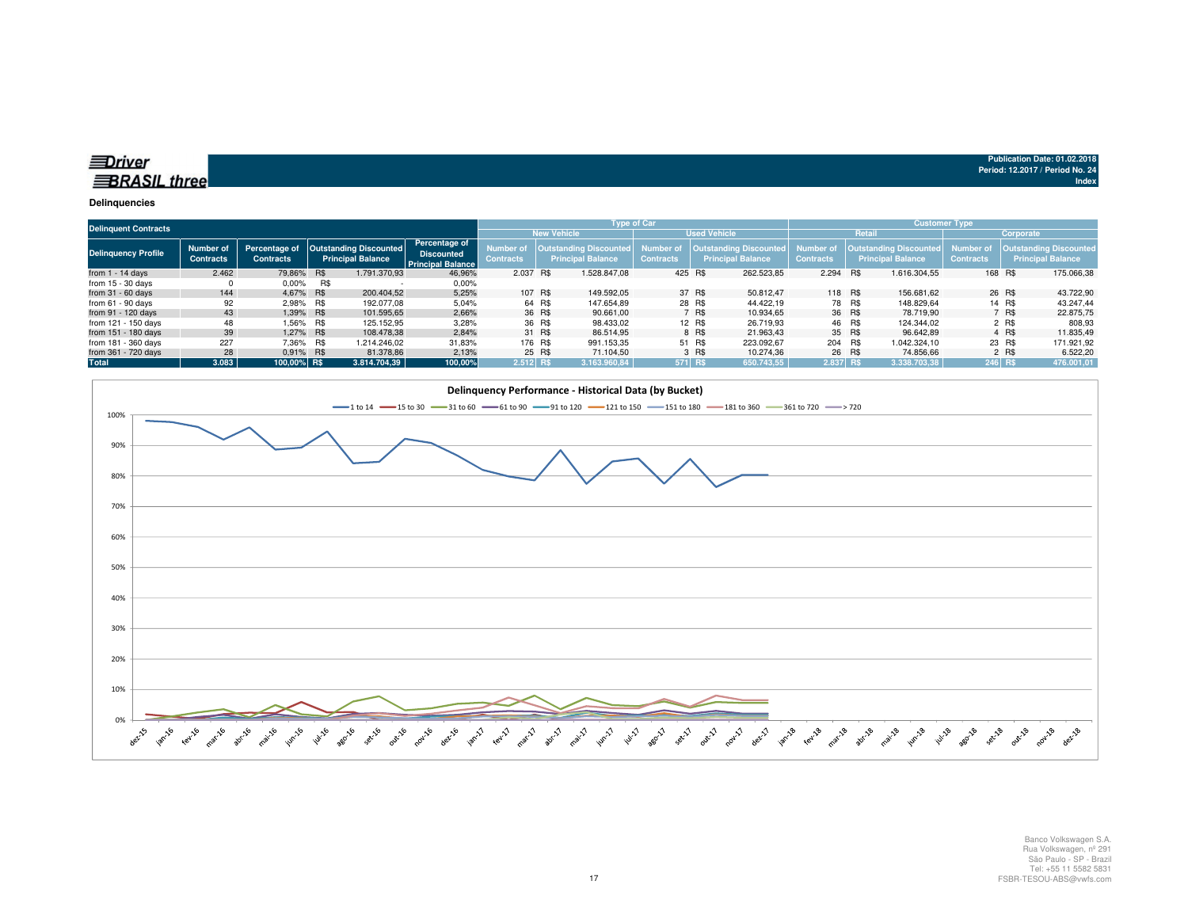**Driver BRASIL three**

**Publication Date: 01.02.2018**
**Period: 12.2017 / Period No. 24**
**Index**

**Delinquencies**

| Delinquent Contracts | | | | | Type of Car | | | | Customer Type | | | |
|---|---|---|---|---|---|---|---|---|---|---|---|---|
| | | | | | New Vehicle | | Used Vehicle | | Retail | | Corporate | |
| Delinquency Profile | Number of Contracts | Percentage of Contracts | Outstanding Discounted Principal Balance | Percentage of Discounted Principal Balance | Number of Contracts | Outstanding Discounted Principal Balance | Number of Contracts | Outstanding Discounted Principal Balance | Number of Contracts | Outstanding Discounted Principal Balance | Number of Contracts | Outstanding Discounted Principal Balance |
| from 1 - 14 days | 2.462 | 79,86% | R$ 1.791.370,93 | 46,96% | 2.037 | R$ 1.528.847,08 | 425 | R$ 262.523,85 | 2.294 | R$ 1.616.304,55 | 168 | R$ 175.066,38 |
| from 15 - 30 days | 0 | 0,00% | R$ - | 0,00% | | | | | | | | |
| from 31 - 60 days | 144 | 4,67% | R$ 200.404,52 | 5,25% | 107 | R$ 149.592,05 | 37 | R$ 50.812,47 | 118 | R$ 156.681,62 | 26 | R$ 43.722,90 |
| from 61 - 90 days | 92 | 2,98% | R$ 192.077,08 | 5,04% | 64 | R$ 147.654,89 | 28 | R$ 44.422,19 | 78 | R$ 148.829,64 | 14 | R$ 43.247,44 |
| from 91 - 120 days | 43 | 1,39% | R$ 101.595,65 | 2,66% | 36 | R$ 90.661,00 | 7 | R$ 10.934,65 | 36 | R$ 78.719,90 | 7 | R$ 22.875,75 |
| from 121 - 150 days | 48 | 1,56% | R$ 125.152,95 | 3,28% | 36 | R$ 98.433,02 | 12 | R$ 26.719,93 | 46 | R$ 124.344,02 | 2 | R$ 808,93 |
| from 151 - 180 days | 39 | 1,27% | R$ 108.478,38 | 2,84% | 31 | R$ 86.514,95 | 8 | R$ 21.963,43 | 35 | R$ 96.642,89 | 4 | R$ 11.835,49 |
| from 181 - 360 days | 227 | 7,36% | R$ 1.214.246,02 | 31,83% | 176 | R$ 991.153,35 | 51 | R$ 223.092,67 | 204 | R$ 1.042.324,10 | 23 | R$ 171.921,92 |
| from 361 - 720 days | 28 | 0,91% | R$ 81.378,86 | 2,13% | 25 | R$ 71.104,50 | 3 | R$ 10.274,36 | 26 | R$ 74.856,66 | 2 | R$ 6.522,20 |
| **Total** | **3.083** | **100,00%** | **R$ 3.814.704,39** | **100,00%** | **2.512** | **R$ 3.163.960,84** | **571** | **R$ 650.743,55** | **2.837** | **R$ 3.338.703,38** | **246** | **R$ 476.001,01** |

**Delinquency Performance - Historical Data (by Bucket)**

Banco Volkswagen S.A.
Rua Volkswagen, nº 291
São Paulo - SP - Brazil
Tel: +55 11 5582 5831
FSBR-TESOU-ABS@vwfs.com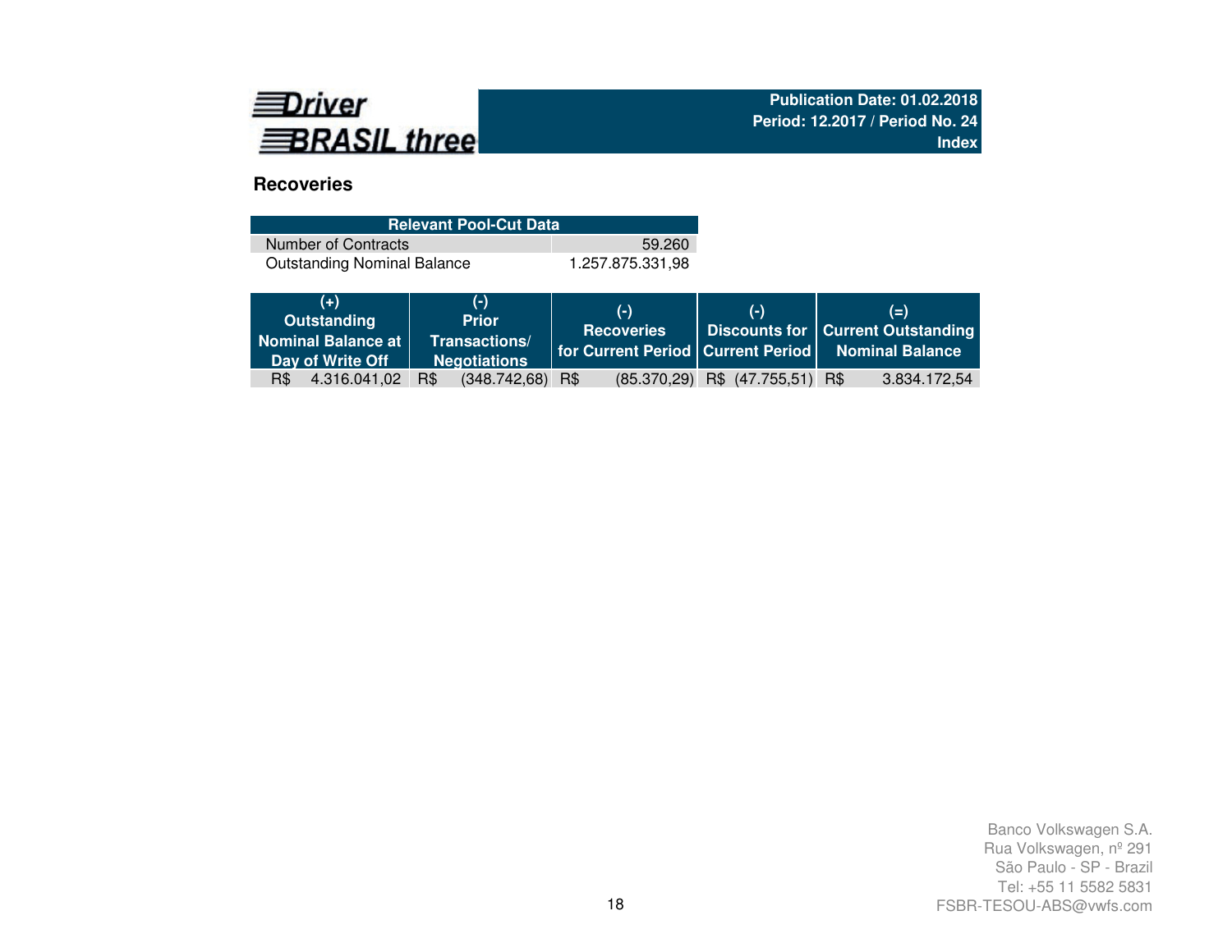Driver BRASIL three

**Publication Date: 01.02.2018**
**Period: 12.2017 / Period No. 24**
**Index**

## Recoveries

| Relevant Pool-Cut Data | |
|---|---|
| Number of Contracts | 59.260 |
| Outstanding Nominal Balance | 1.257.875.331,98 |

| (+) Outstanding Nominal Balance at Day of Write Off | (-) Prior Transactions/ Negotiations | (-) Recoveries for Current Period | (-) Discounts for Current Period | (=) Current Outstanding Nominal Balance |
|---|---|---|---|---|
| R$ 4.316.041,02 | R$ (348.742,68) | R$ (85.370,29) | R$ (47.755,51) | R$ 3.834.172,54 |

Banco Volkswagen S.A.
Rua Volkswagen, nº 291
São Paulo - SP - Brazil
Tel: +55 11 5582 5831
FSBR-TESOU-ABS@vwfs.com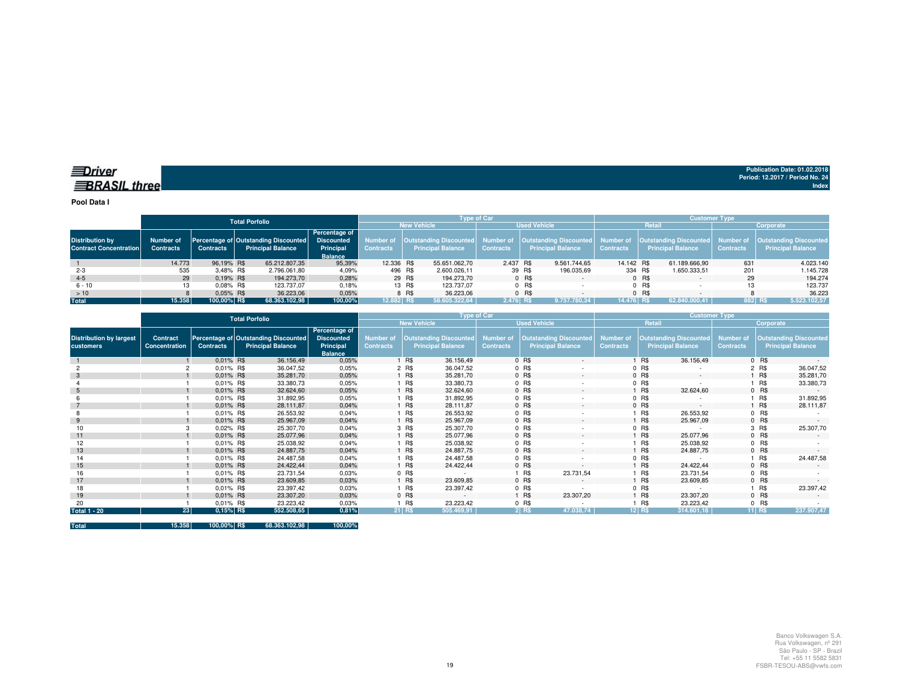**Driver BRASIL three**

Publication Date: 01.02.2018
Period: 12.2017 / Period No. 24
Index

**Pool Data I**

| Distribution by Contract Concentration | Total Porfolio | | | | Type of Car | | | | Customer Type | | | |
|---|---|---|---|---|---|---|---|---|---|---|---|---|
| | | | | | New Vehicle | | Used Vehicle | | Retail | | Corporate | |
| | Number of Contracts | Percentage of Contracts | Outstanding Discounted Principal Balance | Percentage of Discounted Principal Balance | Number of Contracts | Outstanding Discounted Principal Balance | Number of Contracts | Outstanding Discounted Principal Balance | Number of Contracts | Outstanding Discounted Principal Balance | Number of Contracts | Outstanding Discounted Principal Balance |
| 1 | 14.773 | 96,19% | R$ 65.212.807,35 | 95,39% | 12.336 | R$ 55.651.062,70 | 2.437 | R$ 9.561.744,65 | 14.142 | R$ 61.189.666,90 | 631 | 4.023.140 |
| 2-3 | 535 | 3,48% | R$ 2.796.061,80 | 4,09% | 496 | R$ 2.600.026,11 | 39 | R$ 196.035,69 | 334 | R$ 1.650.333,51 | 201 | 1.145.728 |
| 4-5 | 29 | 0,19% | R$ 194.273,70 | 0,28% | 29 | R$ 194.273,70 | 0 | R$ - | 0 | R$ - | 29 | 194.274 |
| 6 - 10 | 13 | 0,08% | R$ 123.737,07 | 0,18% | 13 | R$ 123.737,07 | 0 | R$ - | 0 | R$ - | 13 | 123.737 |
| > 10 | 8 | 0,05% | R$ 36.223,06 | 0,05% | 8 | R$ 36.223,06 | 0 | R$ - | 0 | R$ - | 8 | 36.223 |
| **Total** | **15.358** | **100,00%** | **R$ 68.363.102,98** | **100,00%** | **12.882** | **R$ 58.605.322,64** | **2.476** | **R$ 9.757.780,34** | **14.476** | **R$ 62.840.000,41** | **882** | **R$ 5.523.102,57** |

| Distribution by largest customers | Total Porfolio | | | | Type of Car | | | | Customer Type | | | |
|---|---|---|---|---|---|---|---|---|---|---|---|---|
| | | | | | New Vehicle | | Used Vehicle | | Retail | | Corporate | |
| | Contract Concentration | Percentage of Contracts | Outstanding Discounted Principal Balance | Percentage of Discounted Principal Balance | Number of Contracts | Outstanding Discounted Principal Balance | Number of Contracts | Outstanding Discounted Principal Balance | Number of Contracts | Outstanding Discounted Principal Balance | Number of Contracts | Outstanding Discounted Principal Balance |
| 1 | 1 | 0,01% | R$ 36.156,49 | 0,05% | 1 | R$ 36.156,49 | 0 | R$ - | 1 | R$ 36.156,49 | 0 | R$ - |
| 2 | 2 | 0,01% | R$ 36.047,52 | 0,05% | 2 | R$ 36.047,52 | 0 | R$ - | 0 | R$ - | 2 | R$ 36.047,52 |
| 3 | 1 | 0,01% | R$ 35.281,70 | 0,05% | 1 | R$ 35.281,70 | 0 | R$ - | 0 | R$ - | 1 | R$ 35.281,70 |
| 4 | 1 | 0,01% | R$ 33.380,73 | 0,05% | 1 | R$ 33.380,73 | 0 | R$ - | 0 | R$ - | 1 | R$ 33.380,73 |
| 5 | 1 | 0,01% | R$ 32.624,60 | 0,05% | 1 | R$ 32.624,60 | 0 | R$ - | 1 | R$ 32.624,60 | 0 | R$ - |
| 6 | 1 | 0,01% | R$ 31.892,95 | 0,05% | 1 | R$ 31.892,95 | 0 | R$ - | 0 | R$ - | 1 | R$ 31.892,95 |
| 7 | 1 | 0,01% | R$ 28.111,87 | 0,04% | 1 | R$ 28.111,87 | 0 | R$ - | 0 | R$ - | 1 | R$ 28.111,87 |
| 8 | 1 | 0,01% | R$ 26.553,92 | 0,04% | 1 | R$ 26.553,92 | 0 | R$ - | 1 | R$ 26.553,92 | 0 | R$ - |
| 9 | 1 | 0,01% | R$ 25.967,09 | 0,04% | 1 | R$ 25.967,09 | 0 | R$ - | 1 | R$ 25.967,09 | 0 | R$ - |
| 10 | 3 | 0,02% | R$ 25.307,70 | 0,04% | 3 | R$ 25.307,70 | 0 | R$ - | 0 | R$ - | 3 | R$ 25.307,70 |
| 11 | 1 | 0,01% | R$ 25.077,96 | 0,04% | 1 | R$ 25.077,96 | 0 | R$ - | 1 | R$ 25.077,96 | 0 | R$ - |
| 12 | 1 | 0,01% | R$ 25.038,92 | 0,04% | 1 | R$ 25.038,92 | 0 | R$ - | 1 | R$ 25.038,92 | 0 | R$ - |
| 13 | 1 | 0,01% | R$ 24.887,75 | 0,04% | 1 | R$ 24.887,75 | 0 | R$ - | 1 | R$ 24.887,75 | 0 | R$ - |
| 14 | 1 | 0,01% | R$ 24.487,58 | 0,04% | 1 | R$ 24.487,58 | 0 | R$ - | 0 | R$ - | 1 | R$ 24.487,58 |
| 15 | 1 | 0,01% | R$ 24.422,44 | 0,04% | 1 | R$ 24.422,44 | 0 | R$ - | 1 | R$ 24.422,44 | 0 | R$ - |
| 16 | 1 | 0,01% | R$ 23.731,54 | 0,03% | 0 | R$ - | 1 | R$ 23.731,54 | 1 | R$ 23.731,54 | 0 | R$ - |
| 17 | 1 | 0,01% | R$ 23.609,85 | 0,03% | 1 | R$ 23.609,85 | 0 | R$ - | 1 | R$ 23.609,85 | 0 | R$ - |
| 18 | 1 | 0,01% | R$ 23.397,42 | 0,03% | 1 | R$ 23.397,42 | 0 | R$ - | 0 | R$ - | 1 | R$ 23.397,42 |
| 19 | 1 | 0,01% | R$ 23.307,20 | 0,03% | 0 | R$ - | 1 | R$ 23.307,20 | 1 | R$ 23.307,20 | 0 | R$ - |
| 20 | 1 | 0,01% | R$ 23.223,42 | 0,03% | 1 | R$ 23.223,42 | 0 | R$ - | 1 | R$ 23.223,42 | 0 | R$ - |
| **Total 1 - 20** | **23** | **0,15%** | **R$ 552.508,65** | **0,81%** | **21** | **R$ 505.469,91** | **2** | **R$ 47.038,74** | **12** | **R$ 314.601,18** | **11** | **R$ 237.907,47** |

| | | | | |
|---|---|---|---|---|
| **Total** | **15.358** | **100,00%** | **R$ 68.363.102,98** | **100,00%** |

Banco Volkswagen S.A.
Rua Volkswagen, nº 291
São Paulo - SP - Brazil
Tel: +55 11 5582 5831
FSBR-TESOU-ABS@vwfs.com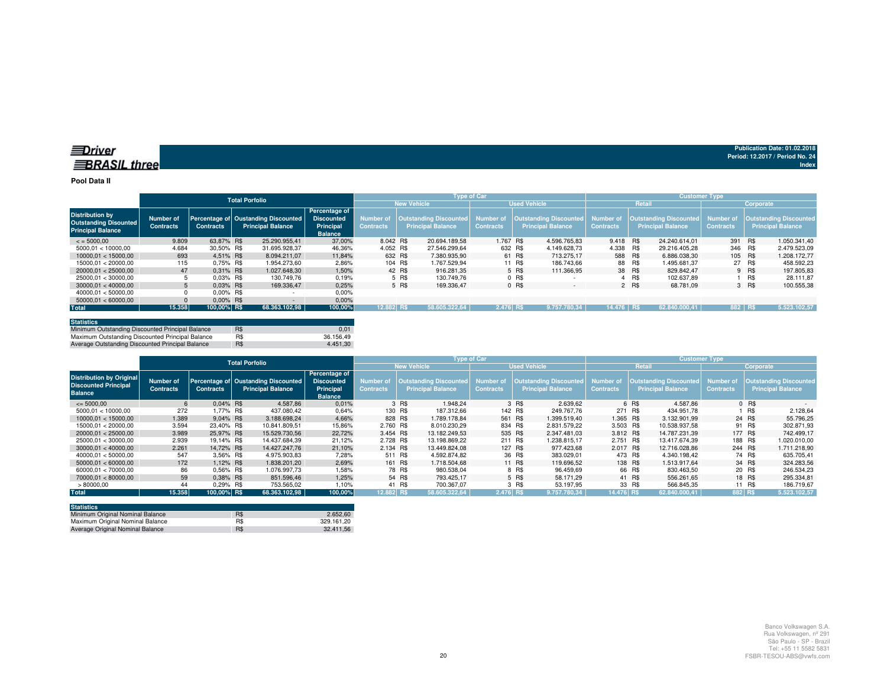**Driver BRASIL three**

Publication Date: 01.02.2018
Period: 12.2017 / Period No. 24
Index

**Pool Data II**

| | Total Porfolio | | | | Type of Car | | | | Customer Type | | | |
|---|---|---|---|---|---|---|---|---|---|---|---|---|
| | | | | | New Vehicle | | Used Vehicle | | Retail | | Corporate | |
| Distribution by Outstanding Discounted Principal Balance | Number of Contracts | Percentage of Contracts | Oustanding Discounted Principal Balance | Percentage of Discounted Principal Balance | Number of Contracts | Outstanding Discounted Principal Balance | Number of Contracts | Outstanding Discounted Principal Balance | Number of Contracts | Outstanding Discounted Principal Balance | Number of Contracts | Outstanding Discounted Principal Balance |
| < = 5000,00 | 9.809 | 63,87% | R$ 25.290.955,41 | 37,00% | 8.042 | R$ 20.694.189,58 | 1.767 | R$ 4.596.765,83 | 9.418 | R$ 24.240.614,01 | 391 | R$ 1.050.341,40 |
| 5000,01 < 10000,00 | 4.684 | 30,50% | R$ 31.695.928,37 | 46,36% | 4.052 | R$ 27.546.299,64 | 632 | R$ 4.149.628,73 | 4.338 | R$ 29.216.405,28 | 346 | R$ 2.479.523,09 |
| 10000,01 < 15000,00 | 693 | 4,51% | R$ 8.094.211,07 | 11,84% | 632 | R$ 7.380.935,90 | 61 | R$ 713.275,17 | 588 | R$ 6.886.038,30 | 105 | R$ 1.208.172,77 |
| 15000,01 < 20000,00 | 115 | 0,75% | R$ 1.954.273,60 | 2,86% | 104 | R$ 1.767.529,94 | 11 | R$ 186.743,66 | 88 | R$ 1.495.681,37 | 27 | R$ 458.592,23 |
| 20000,01 < 25000,00 | 47 | 0,31% | R$ 1.027.648,30 | 1,50% | 42 | R$ 916.281,35 | 5 | R$ 111.366,95 | 38 | R$ 829.842,47 | 9 | R$ 197.805,83 |
| 25000,01 < 30000,00 | 5 | 0,03% | R$ 130.749,76 | 0,19% | 5 | R$ 130.749,76 | 0 | R$ - | 4 | R$ 102.637,89 | 1 | R$ 28.111,87 |
| 30000,01 < 40000,00 | 5 | 0,03% | R$ 169.336,47 | 0,25% | 5 | R$ 169.336,47 | 0 | R$ - | 2 | R$ 68.781,09 | 3 | R$ 100.555,38 |
| 40000,01 < 50000,00 | 0 | 0,00% | R$ - | 0,00% | | | | | | | | |
| 50000,01 < 60000,00 | 0 | 0,00% | R$ - | 0,00% | | | | | | | | |
| **Total** | **15.358** | **100,00%** | **R$ 68.363.102,98** | **100,00%** | **12.882** | **R$ 58.605.322,64** | **2.476** | **R$ 9.757.780,34** | **14.476** | **R$ 62.840.000,41** | **882** | **R$ 5.523.102,57** |

| Statistics | | |
|---|---|---|
| Minimum Outstanding Discounted Principal Balance | R$ | 0,01 |
| Maximum Outstanding Discounted Principal Balance | R$ | 36.156,49 |
| Average Outstanding Discounted Principal Balance | R$ | 4.451,30 |

| | Total Porfolio | | | | Type of Car | | | | Customer Type | | | |
|---|---|---|---|---|---|---|---|---|---|---|---|---|
| | | | | | New Vehicle | | Used Vehicle | | Retail | | Corporate | |
| Distribution by Original Discounted Principal Balance | Number of Contracts | Percentage of Contracts | Oustanding Discounted Principal Balance | Percentage of Discounted Principal Balance | Number of Contracts | Outstanding Discounted Principal Balance | Number of Contracts | Outstanding Discounted Principal Balance | Number of Contracts | Outstanding Discounted Principal Balance | Number of Contracts | Outstanding Discounted Principal Balance |
| <= 5000,00 | 6 | 0,04% | R$ 4.587,86 | 0,01% | 3 | R$ 1.948,24 | 3 | R$ 2.639,62 | 6 | R$ 4.587,86 | 0 | R$ - |
| 5000,01 < 10000,00 | 272 | 1,77% | R$ 437.080,42 | 0,64% | 130 | R$ 187.312,66 | 142 | R$ 249.767,76 | 271 | R$ 434.951,78 | 1 | R$ 2.128,64 |
| 10000,01 < 15000,00 | 1.389 | 9,04% | R$ 3.188.698,24 | 4,66% | 828 | R$ 1.789.178,84 | 561 | R$ 1.399.519,40 | 1.365 | R$ 3.132.901,99 | 24 | R$ 55.796,25 |
| 15000,01 < 20000,00 | 3.594 | 23,40% | R$ 10.841.809,51 | 15,86% | 2.760 | R$ 8.010.230,29 | 834 | R$ 2.831.579,22 | 3.503 | R$ 10.538.937,58 | 91 | R$ 302.871,93 |
| 20000,01 < 25000,00 | 3.989 | 25,97% | R$ 15.529.730,56 | 22,72% | 3.454 | R$ 13.182.249,53 | 535 | R$ 2.347.481,03 | 3.812 | R$ 14.787.231,39 | 177 | R$ 742.499,17 |
| 25000,01 < 30000,00 | 2.939 | 19,14% | R$ 14.437.684,39 | 21,12% | 2.728 | R$ 13.198.869,22 | 211 | R$ 1.238.815,17 | 2.751 | R$ 13.417.674,39 | 188 | R$ 1.020.010,00 |
| 30000,01 < 40000,00 | 2.261 | 14,72% | R$ 14.427.247,76 | 21,10% | 2.134 | R$ 13.449.824,08 | 127 | R$ 977.423,68 | 2.017 | R$ 12.716.028,86 | 244 | R$ 1.711.218,90 |
| 40000,01 < 50000,00 | 547 | 3,56% | R$ 4.975.903,83 | 7,28% | 511 | R$ 4.592.874,82 | 36 | R$ 383.029,01 | 473 | R$ 4.340.198,42 | 74 | R$ 635.705,41 |
| 50000,01 < 60000,00 | 172 | 1,12% | R$ 1.838.201,20 | 2,69% | 161 | R$ 1.718.504,68 | 11 | R$ 119.696,52 | 138 | R$ 1.513.917,64 | 34 | R$ 324.283,56 |
| 60000,01 < 70000,00 | 86 | 0,56% | R$ 1.076.997,73 | 1,58% | 78 | R$ 980.538,04 | 8 | R$ 96.459,69 | 66 | R$ 830.463,50 | 20 | R$ 246.534,23 |
| 70000,01 < 80000,00 | 59 | 0,38% | R$ 851.596,46 | 1,25% | 54 | R$ 793.425,17 | 5 | R$ 58.171,29 | 41 | R$ 556.261,65 | 18 | R$ 295.334,81 |
| > 80000,00 | 44 | 0,29% | R$ 753.565,02 | 1,10% | 41 | R$ 700.367,07 | 3 | R$ 53.197,95 | 33 | R$ 566.845,35 | 11 | R$ 186.719,67 |
| **Total** | **15.358** | **100,00%** | **R$ 68.363.102,98** | **100,00%** | **12.882** | **R$ 58.605.322,64** | **2.476** | **R$ 9.757.780,34** | **14.476** | **R$ 62.840.000,41** | **882** | **R$ 5.523.102,57** |

| Statistics | | |
|---|---|---|
| Minimum Original Nominal Balance | R$ | 2.652,60 |
| Maximum Original Nominal Balance | R$ | 329.161,20 |
| Average Original Nominal Balance | R$ | 32.411,56 |

Banco Volkswagen S.A.
Rua Volkswagen, nº 291
São Paulo - SP - Brazil
Tel: +55 11 5582 5831
FSBR-TESOU-ABS@vwfs.com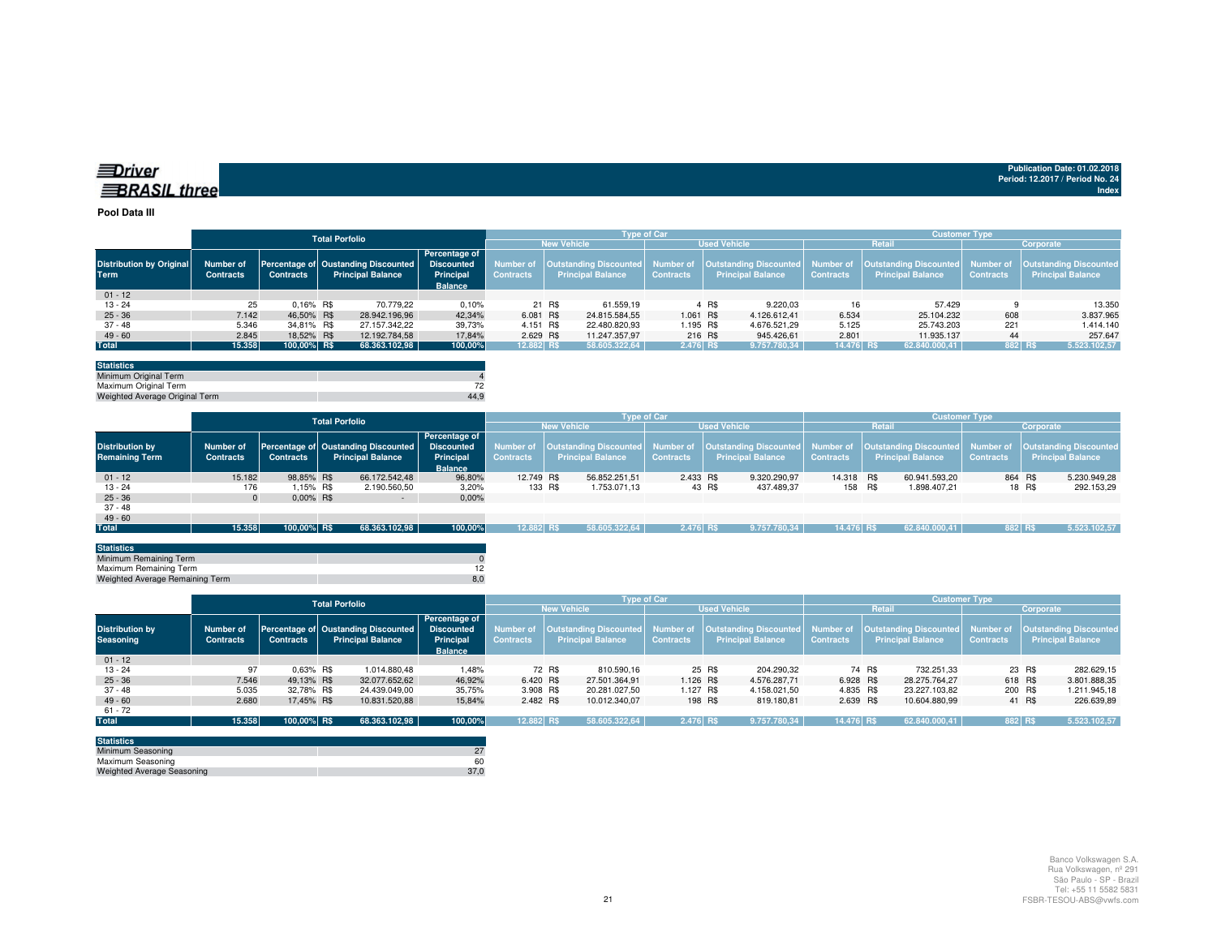**Driver BRASIL three**

**Publication Date: 01.02.2018**
**Period: 12.2017 / Period No. 24**
**Index**

## Pool Data III

| Distribution by Original Term | Total Porfolio | | | | | | Type of Car | | | | | | | | Customer Type | | | | | | | |
|---|---|---|---|---|---|---|---|---|---|---|---|---|---|---|---|---|---|---|---|---|---|---|
| | | | | | | | New Vehicle | | | | Used Vehicle | | | | Retail | | | | Corporate | | | |
| | Number of Contracts | Percentage of Contracts | Oustanding Discounted Principal Balance | | Percentage of Discounted Principal Balance | | Number of Contracts | Outstanding Discounted Principal Balance | | | Number of Contracts | Outstanding Discounted Principal Balance | | | Number of Contracts | Outstanding Discounted Principal Balance | | | Number of Contracts | Outstanding Discounted Principal Balance | | |
| 01 - 12 | | | | | | | | | | | | | | | | | | | | | | |
| 13 - 24 | 25 | 0,16% | R$ | 70.779,22 | 0,10% | | 21 | R$ | 61.559,19 | | 4 | R$ | 9.220,03 | | 16 | | 57.429 | | 9 | | 13.350 | |
| 25 - 36 | 7.142 | 46,50% | R$ | 28.942.196,96 | 42,34% | | 6.081 | R$ | 24.815.584,55 | | 1.061 | R$ | 4.126.612,41 | | 6.534 | | 25.104.232 | | 608 | | 3.837.965 | |
| 37 - 48 | 5.346 | 34,81% | R$ | 27.157.342,22 | 39,73% | | 4.151 | R$ | 22.480.820,93 | | 1.195 | R$ | 4.676.521,29 | | 5.125 | | 25.743.203 | | 221 | | 1.414.140 | |
| 49 - 60 | 2.845 | 18,52% | R$ | 12.192.784,58 | 17,84% | | 2.629 | R$ | 11.247.357,97 | | 216 | R$ | 945.426,61 | | 2.801 | | 11.935.137 | | 44 | | 257.647 | |
| **Total** | **15.358** | **100,00%** | **R$** | **68.363.102,98** | **100,00%** | | **12.882** | **R$** | **58.605.322,64** | | **2.476** | **R$** | **9.757.780,34** | | **14.476** | **R$** | **62.840.000,41** | | **882** | **R$** | **5.523.102,57** | |

| Statistics | |
|---|---|
| Minimum Original Term | 4 |
| Maximum Original Term | 72 |
| Weighted Average Original Term | 44,9 |

| Distribution by Remaining Term | Total Porfolio | | | | | Type of Car | | | | | | Customer Type | | | | | |
|---|---|---|---|---|---|---|---|---|---|---|---|---|---|---|---|---|---|
| | | | | | | New Vehicle | | | Used Vehicle | | | Retail | | | Corporate | | |
| | Number of Contracts | Percentage of Contracts | Oustanding Discounted Principal Balance | | Percentage of Discounted Principal Balance | Number of Contracts | Outstanding Discounted Principal Balance | | Number of Contracts | Outstanding Discounted Principal Balance | | Number of Contracts | Outstanding Discounted Principal Balance | | Number of Contracts | Outstanding Discounted Principal Balance | |
| 01 - 12 | 15.182 | 98,85% | R$ | 66.172.542,48 | 96,80% | 12.749 | R$ | 56.852.251,51 | 2.433 | R$ | 9.320.290,97 | 14.318 | R$ | 60.941.593,20 | 864 | R$ | 5.230.949,28 |
| 13 - 24 | 176 | 1,15% | R$ | 2.190.560,50 | 3,20% | 133 | R$ | 1.753.071,13 | 43 | R$ | 437.489,37 | 158 | R$ | 1.898.407,21 | 18 | R$ | 292.153,29 |
| 25 - 36 | 0 | 0,00% | R$ | - | 0,00% | | | | | | | | | | | | |
| 37 - 48 | | | | | | | | | | | | | | | | | |
| 49 - 60 | | | | | | | | | | | | | | | | | |
| **Total** | **15.358** | **100,00%** | **R$** | **68.363.102,98** | **100,00%** | **12.882** | **R$** | **58.605.322,64** | **2.476** | **R$** | **9.757.780,34** | **14.476** | **R$** | **62.840.000,41** | **882** | **R$** | **5.523.102,57** |

| Statistics | |
|---|---|
| Minimum Remaining Term | 0 |
| Maximum Remaining Term | 12 |
| Weighted Average Remaining Term | 8,0 |

| Distribution by Seasoning | Total Porfolio | | | | | Type of Car | | | | | | Customer Type | | | | | |
|---|---|---|---|---|---|---|---|---|---|---|---|---|---|---|---|---|---|
| | | | | | | New Vehicle | | | Used Vehicle | | | Retail | | | Corporate | | |
| | Number of Contracts | Percentage of Contracts | Oustanding Discounted Principal Balance | | Percentage of Discounted Principal Balance | Number of Contracts | Outstanding Discounted Principal Balance | | Number of Contracts | Outstanding Discounted Principal Balance | | Number of Contracts | Outstanding Discounted Principal Balance | | Number of Contracts | Outstanding Discounted Principal Balance | |
| 01 - 12 | | | | | | | | | | | | | | | | | |
| 13 - 24 | 97 | 0,63% | R$ | 1.014.880,48 | 1,48% | 72 | R$ | 810.590,16 | 25 | R$ | 204.290,32 | 74 | R$ | 732.251,33 | 23 | R$ | 282.629,15 |
| 25 - 36 | 7.546 | 49,13% | R$ | 32.077.652,62 | 46,92% | 6.420 | R$ | 27.501.364,91 | 1.126 | R$ | 4.576.287,71 | 6.928 | R$ | 28.275.764,27 | 618 | R$ | 3.801.888,35 |
| 37 - 48 | 5.035 | 32,78% | R$ | 24.439.049,00 | 35,75% | 3.908 | R$ | 20.281.027,50 | 1.127 | R$ | 4.158.021,50 | 4.835 | R$ | 23.227.103,82 | 200 | R$ | 1.211.945,18 |
| 49 - 60 | 2.680 | 17,45% | R$ | 10.831.520,88 | 15,84% | 2.482 | R$ | 10.012.340,07 | 198 | R$ | 819.180,81 | 2.639 | R$ | 10.604.880,99 | 41 | R$ | 226.639,89 |
| 61 - 72 | | | | | | | | | | | | | | | | | |
| **Total** | **15.358** | **100,00%** | **R$** | **68.363.102,98** | **100,00%** | **12.882** | **R$** | **58.605.322,64** | **2.476** | **R$** | **9.757.780,34** | **14.476** | **R$** | **62.840.000,41** | **882** | **R$** | **5.523.102,57** |

| Statistics | |
|---|---|
| Minimum Seasoning | 27 |
| Maximum Seasoning | 60 |
| Weighted Average Seasoning | 37,0 |

Banco Volkswagen S.A.
Rua Volkswagen, nº 291
São Paulo - SP - Brazil
Tel: +55 11 5582 5831
FSBR-TESOU-ABS@vwfs.com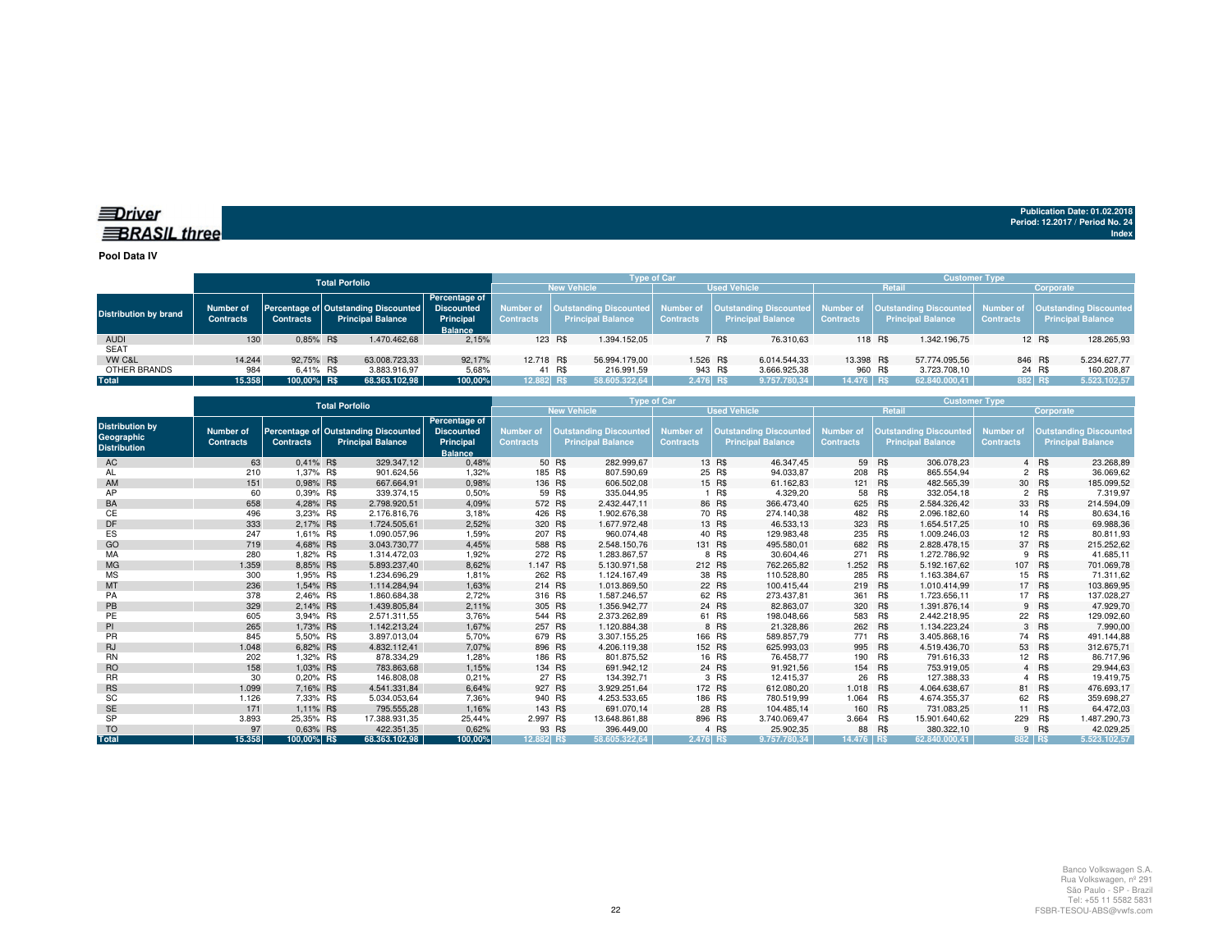Driver BRASIL three

Publication Date: 01.02.2018
Period: 12.2017 / Period No. 24
Index

**Pool Data IV**

| Distribution by brand | Total Porfolio | | | | Type of Car | | | | Customer Type | | | |
|---|---|---|---|---|---|---|---|---|---|---|---|---|
| | | | | | New Vehicle | | Used Vehicle | | Retail | | Corporate | |
| | Number of Contracts | Percentage of Contracts | Outstanding Discounted Principal Balance | Percentage of Discounted Principal Balance | Number of Contracts | Outstanding Discounted Principal Balance | Number of Contracts | Outstanding Discounted Principal Balance | Number of Contracts | Outstanding Discounted Principal Balance | Number of Contracts | Outstanding Discounted Principal Balance |
| AUDI | 130 | 0,85% | R$ 1.470.462,68 | 2,15% | 123 | R$ 1.394.152,05 | 7 | R$ 76.310,63 | 118 | R$ 1.342.196,75 | 12 | R$ 128.265,93 |
| SEAT | | | | | | | | | | | | |
| VW C&L | 14.244 | 92,75% | R$ 63.008.723,33 | 92,17% | 12.718 | R$ 56.994.179,00 | 1.526 | R$ 6.014.544,33 | 13.398 | R$ 57.774.095,56 | 846 | R$ 5.234.627,77 |
| OTHER BRANDS | 984 | 6,41% | R$ 3.883.916,97 | 5,68% | 41 | R$ 216.991,59 | 943 | R$ 3.666.925,38 | 960 | R$ 3.723.708,10 | 24 | R$ 160.208,87 |
| **Total** | **15.358** | **100,00%** | **R$ 68.363.102,98** | **100,00%** | **12.882** | **R$ 58.605.322,64** | **2.476** | **R$ 9.757.780,34** | **14.476** | **R$ 62.840.000,41** | **882** | **R$ 5.523.102,57** |

| Distribution by Geographic Distribution | Total Porfolio | | | | Type of Car | | | | Customer Type | | | |
|---|---|---|---|---|---|---|---|---|---|---|---|---|
| | | | | | New Vehicle | | Used Vehicle | | Retail | | Corporate | |
| | Number of Contracts | Percentage of Contracts | Outstanding Discounted Principal Balance | Percentage of Discounted Principal Balance | Number of Contracts | Outstanding Discounted Principal Balance | Number of Contracts | Outstanding Discounted Principal Balance | Number of Contracts | Outstanding Discounted Principal Balance | Number of Contracts | Outstanding Discounted Principal Balance |
| AC | 63 | 0,41% | R$ 329.347,12 | 0,48% | 50 | R$ 282.999,67 | 13 | R$ 46.347,45 | 59 | R$ 306.078,23 | 4 | R$ 23.268,89 |
| AL | 210 | 1,37% | R$ 901.624,56 | 1,32% | 185 | R$ 807.590,69 | 25 | R$ 94.033,87 | 208 | R$ 865.554,94 | 2 | R$ 36.069,62 |
| AM | 151 | 0,98% | R$ 667.664,91 | 0,98% | 136 | R$ 606.502,08 | 15 | R$ 61.162,83 | 121 | R$ 482.565,39 | 30 | R$ 185.099,52 |
| AP | 60 | 0,39% | R$ 339.374,15 | 0,50% | 59 | R$ 335.044,95 | 1 | R$ 4.329,20 | 58 | R$ 332.054,18 | 2 | R$ 7.319,97 |
| BA | 658 | 4,28% | R$ 2.798.920,51 | 4,09% | 572 | R$ 2.432.447,11 | 86 | R$ 366.473,40 | 625 | R$ 2.584.326,42 | 33 | R$ 214.594,09 |
| CE | 496 | 3,23% | R$ 2.176.816,76 | 3,18% | 426 | R$ 1.902.676,38 | 70 | R$ 274.140,38 | 482 | R$ 2.096.182,60 | 14 | R$ 80.634,16 |
| DF | 333 | 2,17% | R$ 1.724.505,61 | 2,52% | 320 | R$ 1.677.972,48 | 13 | R$ 46.533,13 | 323 | R$ 1.654.517,25 | 10 | R$ 69.988,36 |
| ES | 247 | 1,61% | R$ 1.090.057,96 | 1,59% | 207 | R$ 960.074,48 | 40 | R$ 129.983,48 | 235 | R$ 1.009.246,03 | 12 | R$ 80.811,93 |
| GO | 719 | 4,68% | R$ 3.043.730,77 | 4,45% | 588 | R$ 2.548.150,76 | 131 | R$ 495.580,01 | 682 | R$ 2.828.478,15 | 37 | R$ 215.252,62 |
| MA | 280 | 1,82% | R$ 1.314.472,03 | 1,92% | 272 | R$ 1.283.867,57 | 8 | R$ 30.604,46 | 271 | R$ 1.272.786,92 | 9 | R$ 41.685,11 |
| MG | 1.359 | 8,85% | R$ 5.893.237,40 | 8,62% | 1.147 | R$ 5.130.971,58 | 212 | R$ 762.265,82 | 1.252 | R$ 5.192.167,62 | 107 | R$ 701.069,78 |
| MS | 300 | 1,95% | R$ 1.234.696,29 | 1,81% | 262 | R$ 1.124.167,49 | 38 | R$ 110.528,80 | 285 | R$ 1.163.384,67 | 15 | R$ 71.311,62 |
| MT | 236 | 1,54% | R$ 1.114.284,94 | 1,63% | 214 | R$ 1.013.869,50 | 22 | R$ 100.415,44 | 219 | R$ 1.010.414,99 | 17 | R$ 103.869,95 |
| PA | 378 | 2,46% | R$ 1.860.684,38 | 2,72% | 316 | R$ 1.587.246,57 | 62 | R$ 273.437,81 | 361 | R$ 1.723.656,11 | 17 | R$ 137.028,27 |
| PB | 329 | 2,14% | R$ 1.439.805,84 | 2,11% | 305 | R$ 1.356.942,77 | 24 | R$ 82.863,07 | 320 | R$ 1.391.876,14 | 9 | R$ 47.929,70 |
| PE | 605 | 3,94% | R$ 2.571.311,55 | 3,76% | 544 | R$ 2.373.262,89 | 61 | R$ 198.048,66 | 583 | R$ 2.442.218,95 | 22 | R$ 129.092,60 |
| PI | 265 | 1,73% | R$ 1.142.213,24 | 1,67% | 257 | R$ 1.120.884,38 | 8 | R$ 21.328,86 | 262 | R$ 1.134.223,24 | 3 | R$ 7.990,00 |
| PR | 845 | 5,50% | R$ 3.897.013,04 | 5,70% | 679 | R$ 3.307.155,25 | 166 | R$ 589.857,79 | 771 | R$ 3.405.868,16 | 74 | R$ 491.144,88 |
| RJ | 1.048 | 6,82% | R$ 4.832.112,41 | 7,07% | 896 | R$ 4.206.119,38 | 152 | R$ 625.993,03 | 995 | R$ 4.519.436,70 | 53 | R$ 312.675,71 |
| RN | 202 | 1,32% | R$ 878.334,29 | 1,28% | 186 | R$ 801.875,52 | 16 | R$ 76.458,77 | 190 | R$ 791.616,33 | 12 | R$ 86.717,96 |
| RO | 158 | 1,03% | R$ 783.863,68 | 1,15% | 134 | R$ 691.942,12 | 24 | R$ 91.921,56 | 154 | R$ 753.919,05 | 4 | R$ 29.944,63 |
| RR | 30 | 0,20% | R$ 146.808,08 | 0,21% | 27 | R$ 134.392,71 | 3 | R$ 12.415,37 | 26 | R$ 127.388,33 | 4 | R$ 19.419,75 |
| RS | 1.099 | 7,16% | R$ 4.541.331,84 | 6,64% | 927 | R$ 3.929.251,64 | 172 | R$ 612.080,20 | 1.018 | R$ 4.064.638,67 | 81 | R$ 476.693,17 |
| SC | 1.126 | 7,33% | R$ 5.034.053,64 | 7,36% | 940 | R$ 4.253.533,65 | 186 | R$ 780.519,99 | 1.064 | R$ 4.674.355,37 | 62 | R$ 359.698,27 |
| SE | 171 | 1,11% | R$ 795.555,28 | 1,16% | 143 | R$ 691.070,14 | 28 | R$ 104.485,14 | 160 | R$ 731.083,25 | 11 | R$ 64.472,03 |
| SP | 3.893 | 25,35% | R$ 17.388.931,35 | 25,44% | 2.997 | R$ 13.648.861,88 | 896 | R$ 3.740.069,47 | 3.664 | R$ 15.901.640,62 | 229 | R$ 1.487.290,73 |
| TO | 97 | 0,63% | R$ 422.351,35 | 0,62% | 93 | R$ 396.449,00 | 4 | R$ 25.902,35 | 88 | R$ 380.322,10 | 9 | R$ 42.029,25 |
| **Total** | **15.358** | **100,00%** | **R$ 68.363.102,98** | **100,00%** | **12.882** | **R$ 58.605.322,64** | **2.476** | **R$ 9.757.780,34** | **14.476** | **R$ 62.840.000,41** | **882** | **R$ 5.523.102,57** |

Banco Volkswagen S.A.
Rua Volkswagen, nº 291
São Paulo - SP - Brazil
Tel: +55 11 5582 5831
FSBR-TESOU-ABS@vwfs.com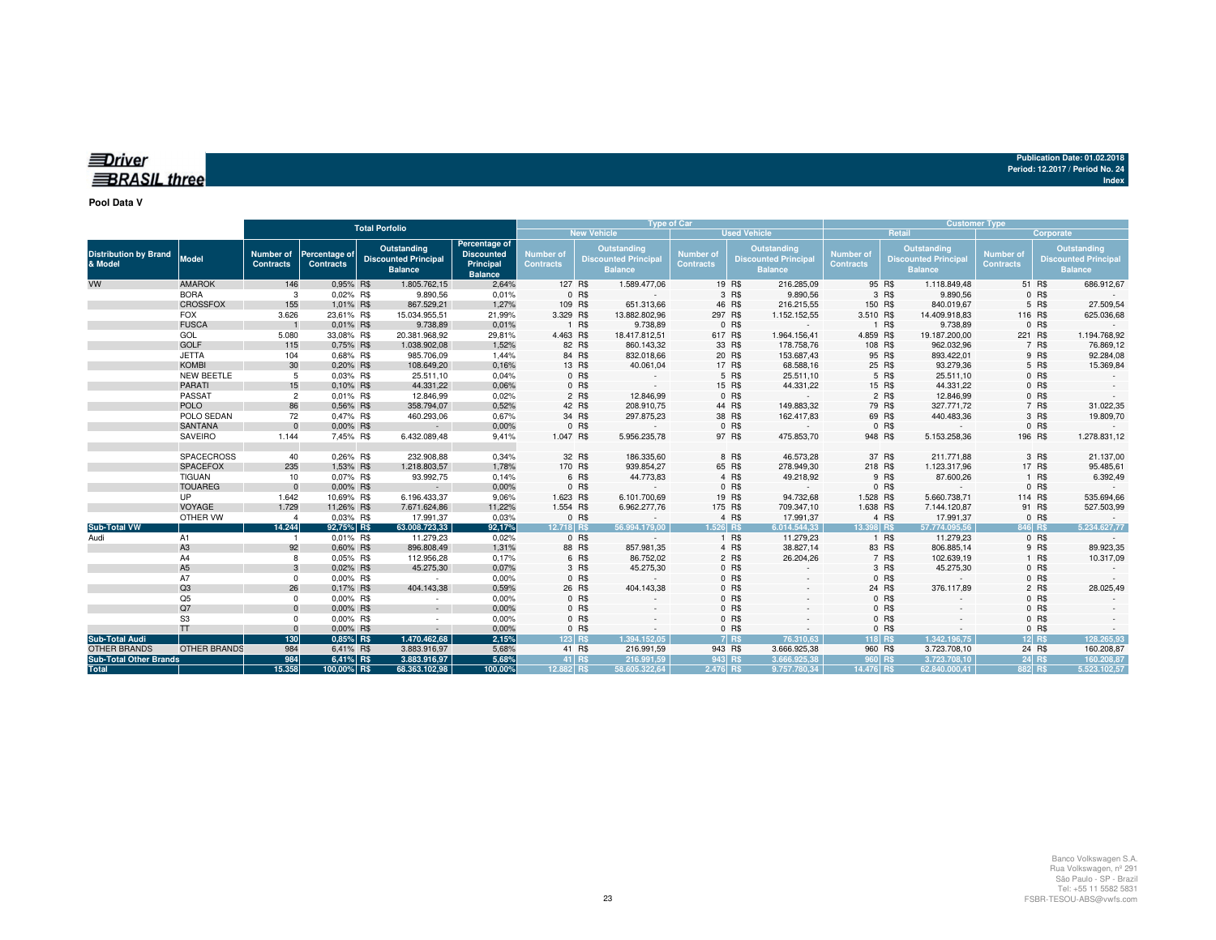**Driver BRASIL three**

Publication Date: 01.02.2018
Period: 12.2017 / Period No. 24
Index

**Pool Data V**

| Distribution by Brand & Model | Model | Total Porfolio | | | | Type of Car | | | | Customer Type | | | |
|---|---|---|---|---|---|---|---|---|---|---|---|---|---|
| | | | | | | New Vehicle | | Used Vehicle | | Retail | | Corporate | |
| | | Number of Contracts | Percentage of Contracts | Outstanding Discounted Principal Balance | Percentage of Discounted Principal Balance | Number of Contracts | Outstanding Discounted Principal Balance | Number of Contracts | Outstanding Discounted Principal Balance | Number of Contracts | Outstanding Discounted Principal Balance | Number of Contracts | Outstanding Discounted Principal Balance |
| VW | AMAROK | 146 | 0,95% | R$ 1.805.762,15 | 2,64% | 127 | R$ 1.589.477,06 | 19 | R$ 216.285,09 | 95 | R$ 1.118.849,48 | 51 | R$ 686.912,67 |
| | BORA | 3 | 0,02% | R$ 9.890,56 | 0,01% | 0 | R$ - | 3 | R$ 9.890,56 | 3 | R$ 9.890,56 | 0 | R$ - |
| | CROSSFOX | 155 | 1,01% | R$ 867.529,21 | 1,27% | 109 | R$ 651.313,66 | 46 | R$ 216.215,55 | 150 | R$ 840.019,67 | 5 | R$ 27.509,54 |
| | FOX | 3.626 | 23,61% | R$ 15.034.955,51 | 21,99% | 3.329 | R$ 13.882.802,96 | 297 | R$ 1.152.152,55 | 3.510 | R$ 14.409.918,83 | 116 | R$ 625.036,68 |
| | FUSCA | 1 | 0,01% | R$ 9.738,89 | 0,01% | 1 | R$ 9.738,89 | 0 | R$ - | 1 | R$ 9.738,89 | 0 | R$ - |
| | GOL | 5.080 | 33,08% | R$ 20.381.968,92 | 29,81% | 4.463 | R$ 18.417.812,51 | 617 | R$ 1.964.156,41 | 4.859 | R$ 19.187.200,00 | 221 | R$ 1.194.768,92 |
| | GOLF | 115 | 0,75% | R$ 1.038.902,08 | 1,52% | 82 | R$ 860.143,32 | 33 | R$ 178.758,76 | 108 | R$ 962.032,96 | 7 | R$ 76.869,12 |
| | JETTA | 104 | 0,68% | R$ 985.706,09 | 1,44% | 84 | R$ 832.018,66 | 20 | R$ 153.687,43 | 95 | R$ 893.422,01 | 9 | R$ 92.284,08 |
| | KOMBI | 30 | 0,20% | R$ 108.649,20 | 0,16% | 13 | R$ 40.061,04 | 17 | R$ 68.588,16 | 25 | R$ 93.279,36 | 5 | R$ 15.369,84 |
| | NEW BEETLE | 5 | 0,03% | R$ 25.511,10 | 0,04% | 0 | R$ - | 5 | R$ 25.511,10 | 5 | R$ 25.511,10 | 0 | R$ - |
| | PARATI | 15 | 0,10% | R$ 44.331,22 | 0,06% | 0 | R$ - | 15 | R$ 44.331,22 | 15 | R$ 44.331,22 | 0 | R$ - |
| | PASSAT | 2 | 0,01% | R$ 12.846,99 | 0,02% | 2 | R$ 12.846,99 | 0 | R$ - | 2 | R$ 12.846,99 | 0 | R$ - |
| | POLO | 86 | 0,56% | R$ 358.794,07 | 0,52% | 42 | R$ 208.910,75 | 44 | R$ 149.883,32 | 79 | R$ 327.771,72 | 7 | R$ 31.022,35 |
| | POLO SEDAN | 72 | 0,47% | R$ 460.293,06 | 0,67% | 34 | R$ 297.875,23 | 38 | R$ 162.417,83 | 69 | R$ 440.483,36 | 3 | R$ 19.809,70 |
| | SANTANA | 0 | 0,00% | R$ - | 0,00% | 0 | R$ - | 0 | R$ - | 0 | R$ - | 0 | R$ - |
| | SAVEIRO | 1.144 | 7,45% | R$ 6.432.089,48 | 9,41% | 1.047 | R$ 5.956.235,78 | 97 | R$ 475.853,70 | 948 | R$ 5.153.258,36 | 196 | R$ 1.278.831,12 |
| | SPACECROSS | 40 | 0,26% | R$ 232.908,88 | 0,34% | 32 | R$ 186.335,60 | 8 | R$ 46.573,28 | 37 | R$ 211.771,88 | 3 | R$ 21.137,00 |
| | SPACEFOX | 235 | 1,53% | R$ 1.218.803,57 | 1,78% | 170 | R$ 939.854,27 | 65 | R$ 278.949,30 | 218 | R$ 1.123.317,96 | 17 | R$ 95.485,61 |
| | TIGUAN | 10 | 0,07% | R$ 93.992,75 | 0,14% | 6 | R$ 44.773,83 | 4 | R$ 49.218,92 | 9 | R$ 87.600,26 | 1 | R$ 6.392,49 |
| | TOUAREG | 0 | 0,00% | R$ - | 0,00% | 0 | R$ - | 0 | R$ - | 0 | R$ - | 0 | R$ - |
| | UP | 1.642 | 10,69% | R$ 6.196.433,37 | 9,06% | 1.623 | R$ 6.101.700,69 | 19 | R$ 94.732,68 | 1.528 | R$ 5.660.738,71 | 114 | R$ 535.694,66 |
| | VOYAGE | 1.729 | 11,26% | R$ 7.671.624,86 | 11,22% | 1.554 | R$ 6.962.277,76 | 175 | R$ 709.347,10 | 1.638 | R$ 7.144.120,87 | 91 | R$ 527.503,99 |
| | OTHER VW | 4 | 0,03% | R$ 17.991,37 | 0,03% | 0 | R$ - | 4 | R$ 17.991,37 | 4 | R$ 17.991,37 | 0 | R$ - |
| **Sub-Total VW** | | **14.244** | **92,75%** | **R$ 63.008.723,33** | **92,17%** | **12.718** | **R$ 56.994.179,00** | **1.526** | **R$ 6.014.544,33** | **13.398** | **R$ 57.774.095,56** | **846** | **R$ 5.234.627,77** |
| Audi | A1 | 1 | 0,01% | R$ 11.279,23 | 0,02% | 0 | R$ - | 1 | R$ 11.279,23 | 1 | R$ 11.279,23 | 0 | R$ - |
| | A3 | 92 | 0,60% | R$ 896.808,49 | 1,31% | 88 | R$ 857.981,35 | 4 | R$ 38.827,14 | 83 | R$ 806.885,14 | 9 | R$ 89.923,35 |
| | A4 | 8 | 0,05% | R$ 112.956,28 | 0,17% | 6 | R$ 86.752,02 | 2 | R$ 26.204,26 | 7 | R$ 102.639,19 | 1 | R$ 10.317,09 |
| | A5 | 3 | 0,02% | R$ 45.275,30 | 0,07% | 3 | R$ 45.275,30 | 0 | R$ - | 3 | R$ 45.275,30 | 0 | R$ - |
| | A7 | 0 | 0,00% | R$ - | 0,00% | 0 | R$ - | 0 | R$ - | 0 | R$ - | 0 | R$ - |
| | Q3 | 26 | 0,17% | R$ 404.143,38 | 0,59% | 26 | R$ 404.143,38 | 0 | R$ - | 24 | R$ 376.117,89 | 2 | R$ 28.025,49 |
| | Q5 | 0 | 0,00% | R$ - | 0,00% | 0 | R$ - | 0 | R$ - | 0 | R$ - | 0 | R$ - |
| | Q7 | 0 | 0,00% | R$ - | 0,00% | 0 | R$ - | 0 | R$ - | 0 | R$ - | 0 | R$ - |
| | S3 | 0 | 0,00% | R$ - | 0,00% | 0 | R$ - | 0 | R$ - | 0 | R$ - | 0 | R$ - |
| | TT | 0 | 0,00% | R$ - | 0,00% | 0 | R$ - | 0 | R$ - | 0 | R$ - | 0 | R$ - |
| **Sub-Total Audi** | | **130** | **0,85%** | **R$ 1.470.462,68** | **2,15%** | **123** | **R$ 1.394.152,05** | **7** | **R$ 76.310,63** | **118** | **R$ 1.342.196,75** | **12** | **R$ 128.265,93** |
| OTHER BRANDS | OTHER BRANDS | 984 | 6,41% | R$ 3.883.916,97 | 5,68% | 41 | R$ 216.991,59 | 943 | R$ 3.666.925,38 | 960 | R$ 3.723.708,10 | 24 | R$ 160.208,87 |
| **Sub-Total Other Brands** | | **984** | **6,41%** | **R$ 3.883.916,97** | **5,68%** | **41** | **R$ 216.991,59** | **943** | **R$ 3.666.925,38** | **960** | **R$ 3.723.708,10** | **24** | **R$ 160.208,87** |
| **Total** | | **15.358** | **100,00%** | **R$ 68.363.102,98** | **100,00%** | **12.882** | **R$ 58.605.322,64** | **2.476** | **R$ 9.757.780,34** | **14.476** | **R$ 62.840.000,41** | **882** | **R$ 5.523.102,57** |

Banco Volkswagen S.A.
Rua Volkswagen, nº 291
São Paulo - SP - Brazil
Tel: +55 11 5582 5831
FSBR-TESOU-ABS@vwfs.com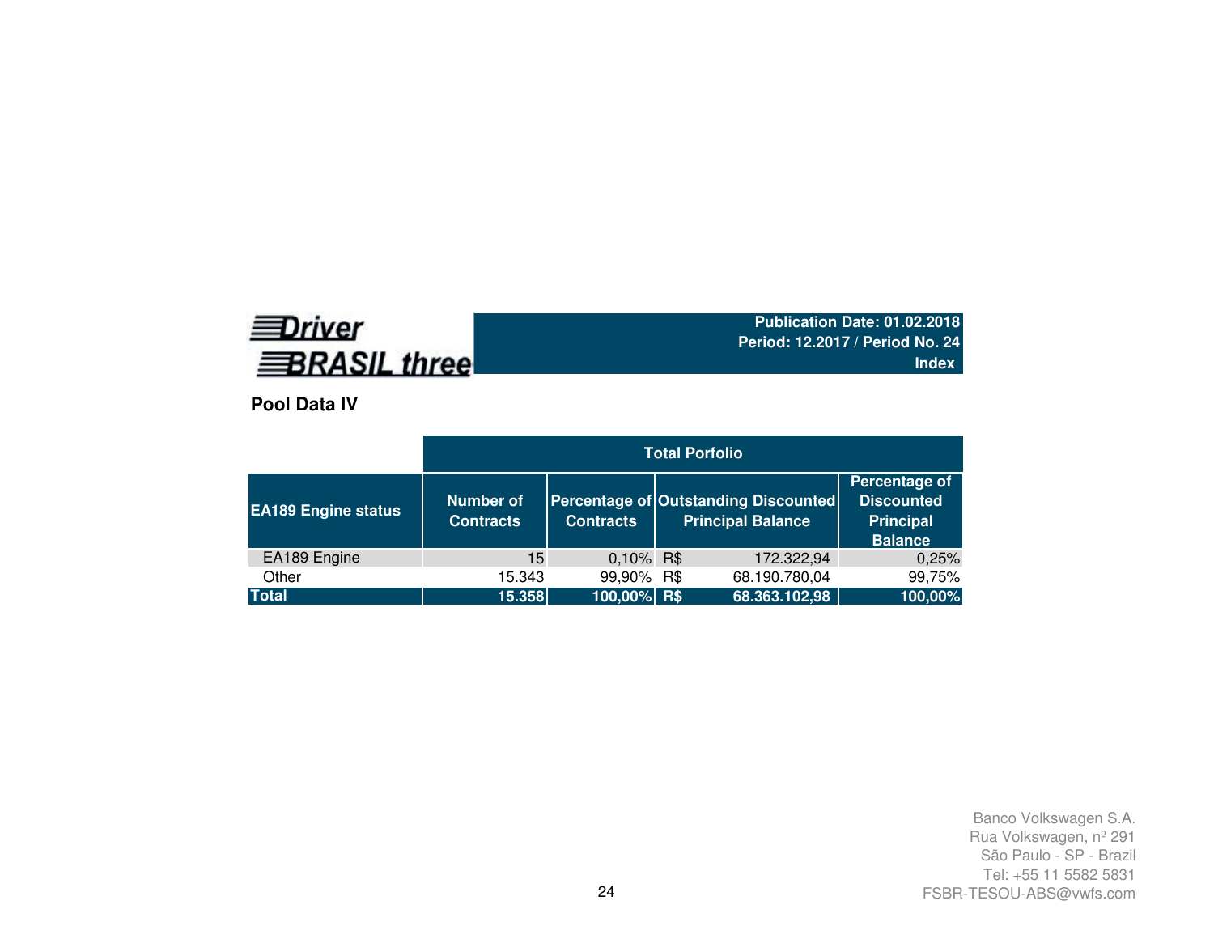**Driver BRASIL three**

**Publication Date: 01.02.2018**
**Period: 12.2017 / Period No. 24**
**Index**

## Pool Data IV

| | Total Porfolio | | | |
|---|---|---|---|---|
| **EA189 Engine status** | **Number of Contracts** | **Percentage of Contracts** | **Outstanding Discounted Principal Balance** | **Percentage of Discounted Principal Balance** |
| EA189 Engine | 15 | 0,10% | R$ 172.322,94 | 0,25% |
| Other | 15.343 | 99,90% | R$ 68.190.780,04 | 99,75% |
| **Total** | **15.358** | **100,00%** | **R$ 68.363.102,98** | **100,00%** |

Banco Volkswagen S.A.
Rua Volkswagen, nº 291
São Paulo - SP - Brazil
Tel: +55 11 5582 5831
FSBR-TESOU-ABS@vwfs.com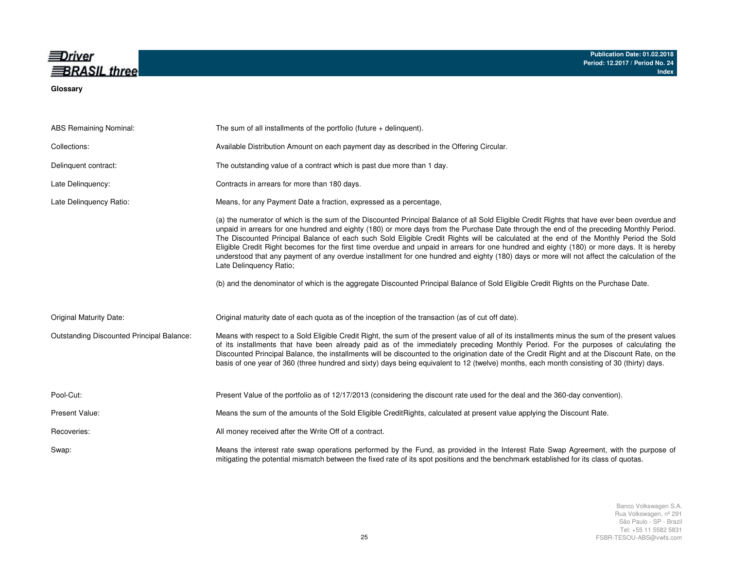## Glossary

| | |
|---|---|
| ABS Remaining Nominal: | The sum of all installments of the portfolio (future + delinquent). |
| Collections: | Available Distribution Amount on each payment day as described in the Offering Circular. |
| Delinquent contract: | The outstanding value of a contract which is past due more than 1 day. |
| Late Delinquency: | Contracts in arrears for more than 180 days. |
| Late Delinquency Ratio: | Means, for any Payment Date a fraction, expressed as a percentage,<br><br>(a) the numerator of which is the sum of the Discounted Principal Balance of all Sold Eligible Credit Rights that have ever been overdue and unpaid in arrears for one hundred and eighty (180) or more days from the Purchase Date through the end of the preceding Monthly Period. The Discounted Principal Balance of each such Sold Eligible Credit Rights will be calculated at the end of the Monthly Period the Sold Eligible Credit Right becomes for the first time overdue and unpaid in arrears for one hundred and eighty (180) or more days. It is hereby understood that any payment of any overdue installment for one hundred and eighty (180) days or more will not affect the calculation of the Late Delinquency Ratio;<br><br>(b) and the denominator of which is the aggregate Discounted Principal Balance of Sold Eligible Credit Rights on the Purchase Date. |
| Original Maturity Date: | Original maturity date of each quota as of the inception of the transaction (as of cut off date). |
| Outstanding Discounted Principal Balance: | Means with respect to a Sold Eligible Credit Right, the sum of the present value of all of its installments minus the sum of the present values of its installments that have been already paid as of the immediately preceding Monthly Period. For the purposes of calculating the Discounted Principal Balance, the installments will be discounted to the origination date of the Credit Right and at the Discount Rate, on the basis of one year of 360 (three hundred and sixty) days being equivalent to 12 (twelve) months, each month consisting of 30 (thirty) days. |
| Pool-Cut: | Present Value of the portfolio as of 12/17/2013 (considering the discount rate used for the deal and the 360-day convention). |
| Present Value: | Means the sum of the amounts of the Sold Eligible CreditRights, calculated at present value applying the Discount Rate. |
| Recoveries: | All money received after the Write Off of a contract. |
| Swap: | Means the interest rate swap operations performed by the Fund, as provided in the Interest Rate Swap Agreement, with the purpose of mitigating the potential mismatch between the fixed rate of its spot positions and the benchmark established for its class of quotas. |

Banco Volkswagen S.A.
Rua Volkswagen, nº 291
São Paulo - SP - Brazil
Tel: +55 11 5582 5831
FSBR-TESOU-ABS@vwfs.com